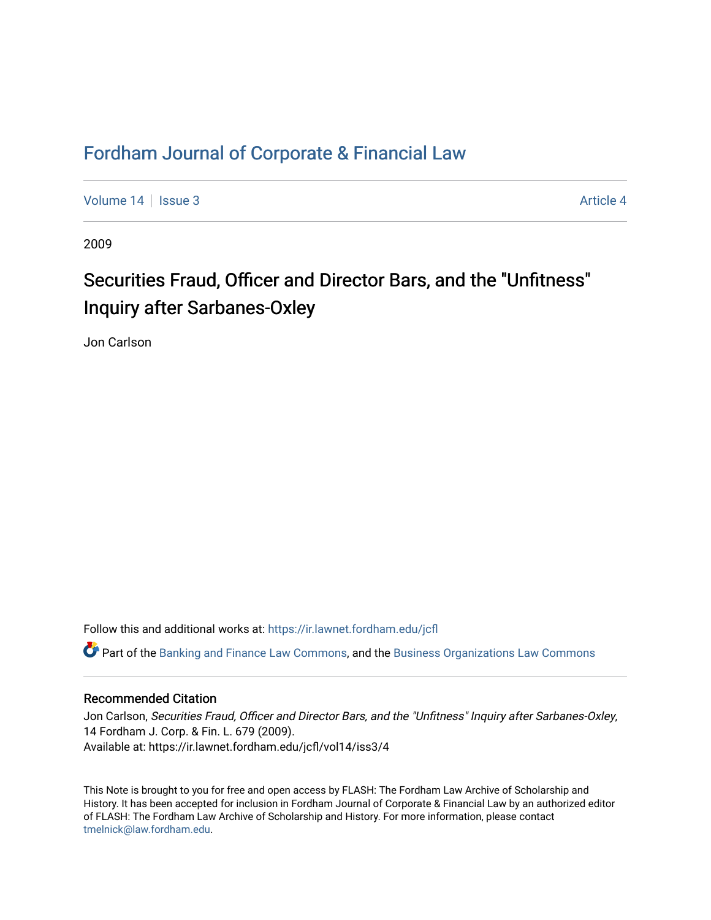# Fordham Journal of Corporate & Financial Law

Volume 14 | Issue 3 Article 4

2009

## Securities Fraud, Officer and Director Bars, and the "Unfitness" Inquiry after Sarbanes-Oxley

Jon Carlson

Follow this and additional works at: https://ir.lawnet.fordham.edu/jcfl

Part of the Banking and Finance Law Commons, and the Business Organizations Law Commons

### Recommended Citation

Jon Carlson, *Securities Fraud, Officer and Director Bars, and the "Unfitness" Inquiry after Sarbanes-Oxley*, 14 Fordham J. Corp. & Fin. L. 679 (2009).
Available at: https://ir.lawnet.fordham.edu/jcfl/vol14/iss3/4

This Note is brought to you for free and open access by FLASH: The Fordham Law Archive of Scholarship and History. It has been accepted for inclusion in Fordham Journal of Corporate & Financial Law by an authorized editor of FLASH: The Fordham Law Archive of Scholarship and History. For more information, please contact tmelnick@law.fordham.edu.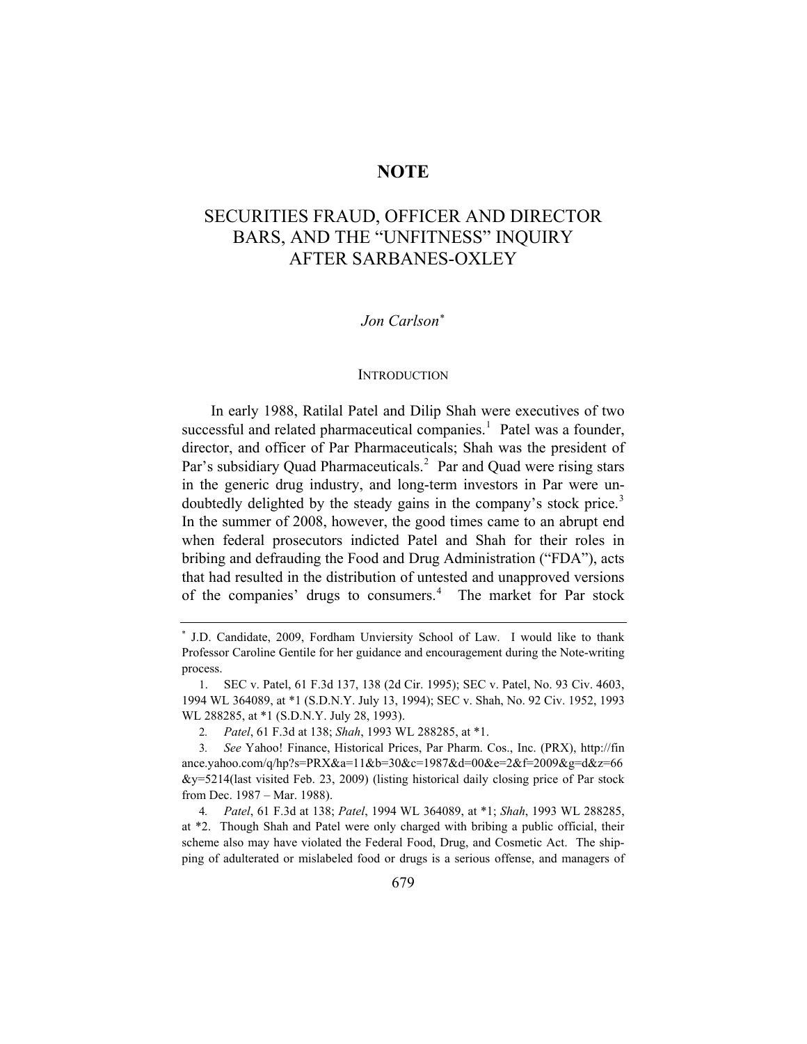# NOTE

# SECURITIES FRAUD, OFFICER AND DIRECTOR BARS, AND THE "UNFITNESS" INQUIRY AFTER SARBANES-OXLEY

*Jon Carlson*[*]

## INTRODUCTION

In early 1988, Ratilal Patel and Dilip Shah were executives of two successful and related pharmaceutical companies.[1] Patel was a founder, director, and officer of Par Pharmaceuticals; Shah was the president of Par's subsidiary Quad Pharmaceuticals.[2] Par and Quad were rising stars in the generic drug industry, and long-term investors in Par were undoubtedly delighted by the steady gains in the company's stock price.[3] In the summer of 2008, however, the good times came to an abrupt end when federal prosecutors indicted Patel and Shah for their roles in bribing and defrauding the Food and Drug Administration ("FDA"), acts that had resulted in the distribution of untested and unapproved versions of the companies' drugs to consumers.[4] The market for Par stock

---

[*] J.D. Candidate, 2009, Fordham Unviersity School of Law. I would like to thank Professor Caroline Gentile for her guidance and encouragement during the Note-writing process.

1. SEC v. Patel, 61 F.3d 137, 138 (2d Cir. 1995); SEC v. Patel, No. 93 Civ. 4603, 1994 WL 364089, at *1 (S.D.N.Y. July 13, 1994); SEC v. Shah, No. 92 Civ. 1952, 1993 WL 288285, at *1 (S.D.N.Y. July 28, 1993).

2. *Patel*, 61 F.3d at 138; *Shah*, 1993 WL 288285, at *1.

3. *See* Yahoo! Finance, Historical Prices, Par Pharm. Cos., Inc. (PRX), http://finance.yahoo.com/q/hp?s=PRX&a=11&b=30&c=1987&d=00&e=2&f=2009&g=d&z=66&y=5214(last visited Feb. 23, 2009) (listing historical daily closing price of Par stock from Dec. 1987 – Mar. 1988).

4. *Patel*, 61 F.3d at 138; *Patel*, 1994 WL 364089, at *1; *Shah*, 1993 WL 288285, at *2. Though Shah and Patel were only charged with bribing a public official, their scheme also may have violated the Federal Food, Drug, and Cosmetic Act. The shipping of adulterated or mislabeled food or drugs is a serious offense, and managers of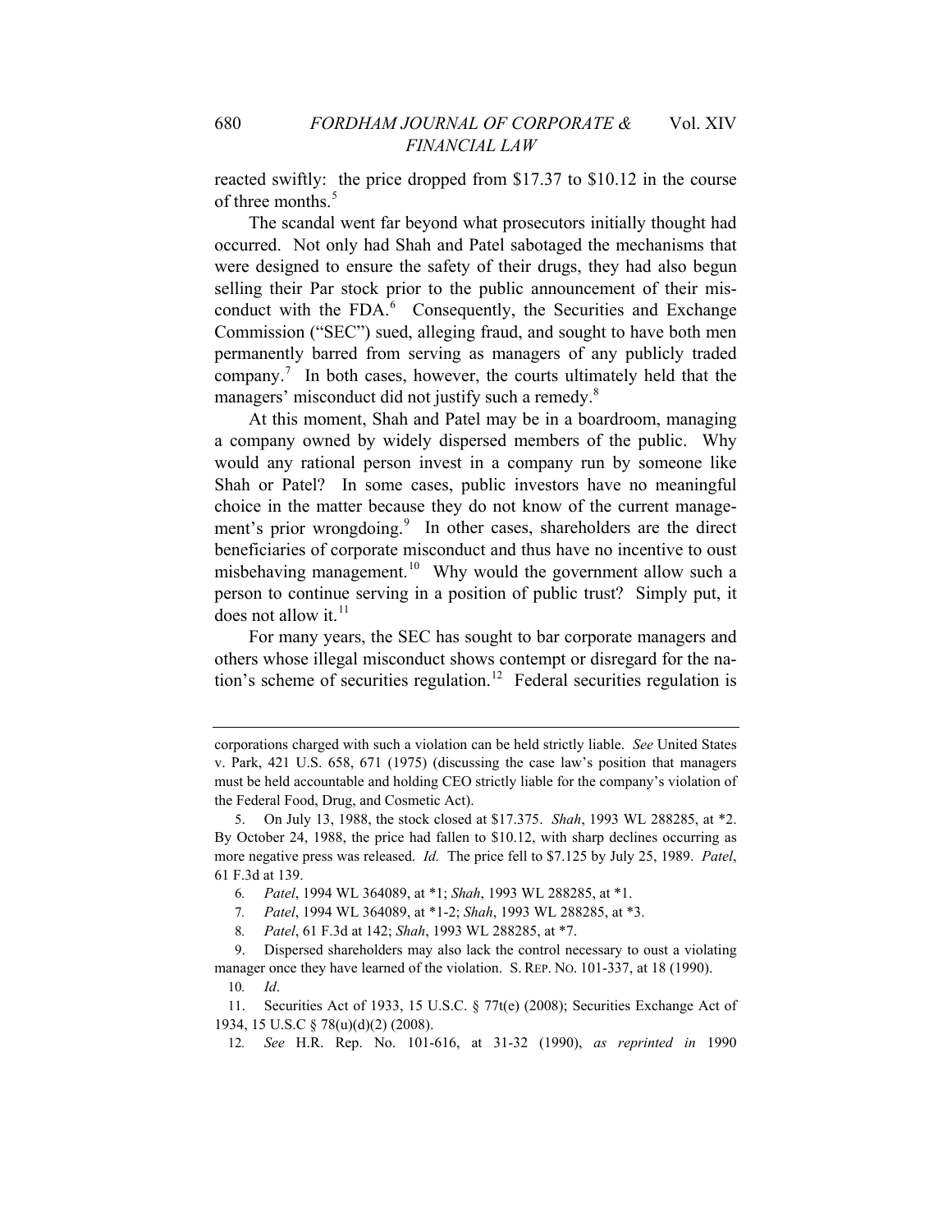reacted swiftly: the price dropped from $17.37 to $10.12 in the course of three months.[5]

The scandal went far beyond what prosecutors initially thought had occurred. Not only had Shah and Patel sabotaged the mechanisms that were designed to ensure the safety of their drugs, they had also begun selling their Par stock prior to the public announcement of their misconduct with the FDA.[6] Consequently, the Securities and Exchange Commission ("SEC") sued, alleging fraud, and sought to have both men permanently barred from serving as managers of any publicly traded company.[7] In both cases, however, the courts ultimately held that the managers' misconduct did not justify such a remedy.[8]

At this moment, Shah and Patel may be in a boardroom, managing a company owned by widely dispersed members of the public. Why would any rational person invest in a company run by someone like Shah or Patel? In some cases, public investors have no meaningful choice in the matter because they do not know of the current management's prior wrongdoing.[9] In other cases, shareholders are the direct beneficiaries of corporate misconduct and thus have no incentive to oust misbehaving management.[10] Why would the government allow such a person to continue serving in a position of public trust? Simply put, it does not allow it.[11]

For many years, the SEC has sought to bar corporate managers and others whose illegal misconduct shows contempt or disregard for the nation's scheme of securities regulation.[12] Federal securities regulation is

---

corporations charged with such a violation can be held strictly liable. *See* United States v. Park, 421 U.S. 658, 671 (1975) (discussing the case law's position that managers must be held accountable and holding CEO strictly liable for the company's violation of the Federal Food, Drug, and Cosmetic Act).

5. On July 13, 1988, the stock closed at $17.375. *Shah*, 1993 WL 288285, at *2. By October 24, 1988, the price had fallen to $10.12, with sharp declines occurring as more negative press was released. *Id.* The price fell to $7.125 by July 25, 1989. *Patel*, 61 F.3d at 139.

6. *Patel*, 1994 WL 364089, at *1; *Shah*, 1993 WL 288285, at *1.

7. *Patel*, 1994 WL 364089, at *1-2; *Shah*, 1993 WL 288285, at *3.

8. *Patel*, 61 F.3d at 142; *Shah*, 1993 WL 288285, at *7.

9. Dispersed shareholders may also lack the control necessary to oust a violating manager once they have learned of the violation. S. REP. NO. 101-337, at 18 (1990).

10. *Id*.

11. Securities Act of 1933, 15 U.S.C. § 77t(e) (2008); Securities Exchange Act of 1934, 15 U.S.C § 78(u)(d)(2) (2008).

12. *See* H.R. Rep. No. 101-616, at 31-32 (1990), *as reprinted in* 1990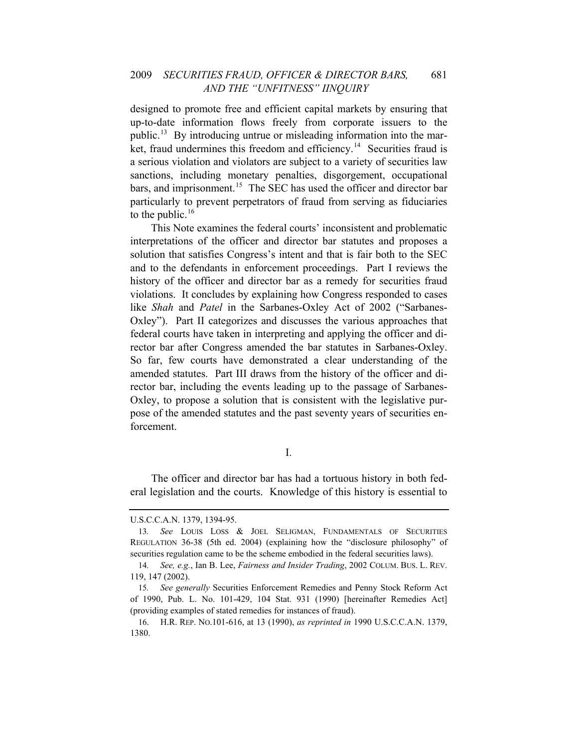designed to promote free and efficient capital markets by ensuring that up-to-date information flows freely from corporate issuers to the public.[13] By introducing untrue or misleading information into the market, fraud undermines this freedom and efficiency.[14] Securities fraud is a serious violation and violators are subject to a variety of securities law sanctions, including monetary penalties, disgorgement, occupational bars, and imprisonment.[15] The SEC has used the officer and director bar particularly to prevent perpetrators of fraud from serving as fiduciaries to the public.[16]

This Note examines the federal courts' inconsistent and problematic interpretations of the officer and director bar statutes and proposes a solution that satisfies Congress's intent and that is fair both to the SEC and to the defendants in enforcement proceedings. Part I reviews the history of the officer and director bar as a remedy for securities fraud violations. It concludes by explaining how Congress responded to cases like *Shah* and *Patel* in the Sarbanes-Oxley Act of 2002 ("Sarbanes-Oxley"). Part II categorizes and discusses the various approaches that federal courts have taken in interpreting and applying the officer and director bar after Congress amended the bar statutes in Sarbanes-Oxley. So far, few courts have demonstrated a clear understanding of the amended statutes. Part III draws from the history of the officer and director bar, including the events leading up to the passage of Sarbanes-Oxley, to propose a solution that is consistent with the legislative purpose of the amended statutes and the past seventy years of securities enforcement.

## I.

The officer and director bar has had a tortuous history in both federal legislation and the courts. Knowledge of this history is essential to

---

U.S.C.C.A.N. 1379, 1394-95.

13. *See* LOUIS LOSS & JOEL SELIGMAN, FUNDAMENTALS OF SECURITIES REGULATION 36-38 (5th ed. 2004) (explaining how the "disclosure philosophy" of securities regulation came to be the scheme embodied in the federal securities laws).

14. *See, e.g.*, Ian B. Lee, *Fairness and Insider Trading*, 2002 COLUM. BUS. L. REV. 119, 147 (2002).

15. *See generally* Securities Enforcement Remedies and Penny Stock Reform Act of 1990, Pub. L. No. 101-429, 104 Stat. 931 (1990) [hereinafter Remedies Act] (providing examples of stated remedies for instances of fraud).

16. H.R. REP. NO.101-616, at 13 (1990), *as reprinted in* 1990 U.S.C.C.A.N. 1379, 1380.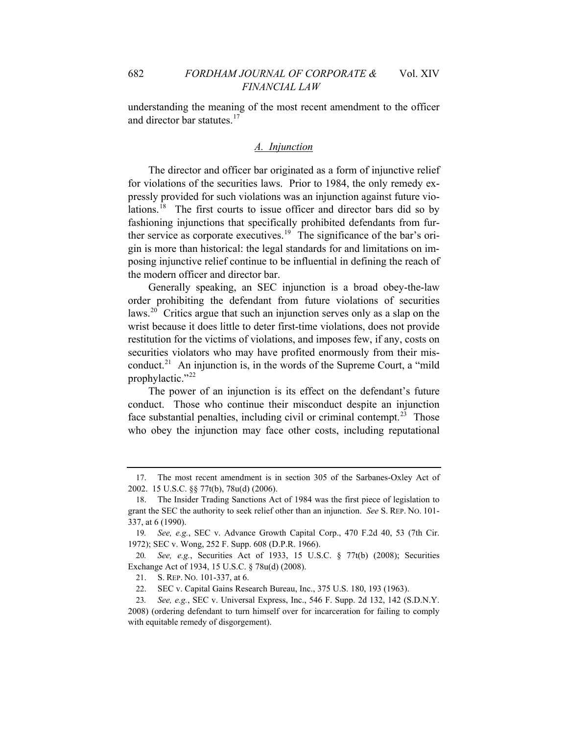understanding the meaning of the most recent amendment to the officer and director bar statutes.[17]

### *A. Injunction*

The director and officer bar originated as a form of injunctive relief for violations of the securities laws. Prior to 1984, the only remedy expressly provided for such violations was an injunction against future violations.[18] The first courts to issue officer and director bars did so by fashioning injunctions that specifically prohibited defendants from further service as corporate executives.[19] The significance of the bar's origin is more than historical: the legal standards for and limitations on imposing injunctive relief continue to be influential in defining the reach of the modern officer and director bar.

Generally speaking, an SEC injunction is a broad obey-the-law order prohibiting the defendant from future violations of securities laws.[20] Critics argue that such an injunction serves only as a slap on the wrist because it does little to deter first-time violations, does not provide restitution for the victims of violations, and imposes few, if any, costs on securities violators who may have profited enormously from their misconduct.[21] An injunction is, in the words of the Supreme Court, a "mild prophylactic."[22]

The power of an injunction is its effect on the defendant's future conduct. Those who continue their misconduct despite an injunction face substantial penalties, including civil or criminal contempt.[23] Those who obey the injunction may face other costs, including reputational

---

17. The most recent amendment is in section 305 of the Sarbanes-Oxley Act of 2002. 15 U.S.C. §§ 77t(b), 78u(d) (2006).

18. The Insider Trading Sanctions Act of 1984 was the first piece of legislation to grant the SEC the authority to seek relief other than an injunction. *See* S. REP. NO. 101-337, at 6 (1990).

19. *See, e.g.*, SEC v. Advance Growth Capital Corp., 470 F.2d 40, 53 (7th Cir. 1972); SEC v. Wong, 252 F. Supp. 608 (D.P.R. 1966).

20. *See, e.g.*, Securities Act of 1933, 15 U.S.C. § 77t(b) (2008); Securities Exchange Act of 1934, 15 U.S.C. § 78u(d) (2008).

21. S. REP. NO. 101-337, at 6.

22. SEC v. Capital Gains Research Bureau, Inc., 375 U.S. 180, 193 (1963).

23. *See, e.g.*, SEC v. Universal Express, Inc., 546 F. Supp. 2d 132, 142 (S.D.N.Y. 2008) (ordering defendant to turn himself over for incarceration for failing to comply with equitable remedy of disgorgement).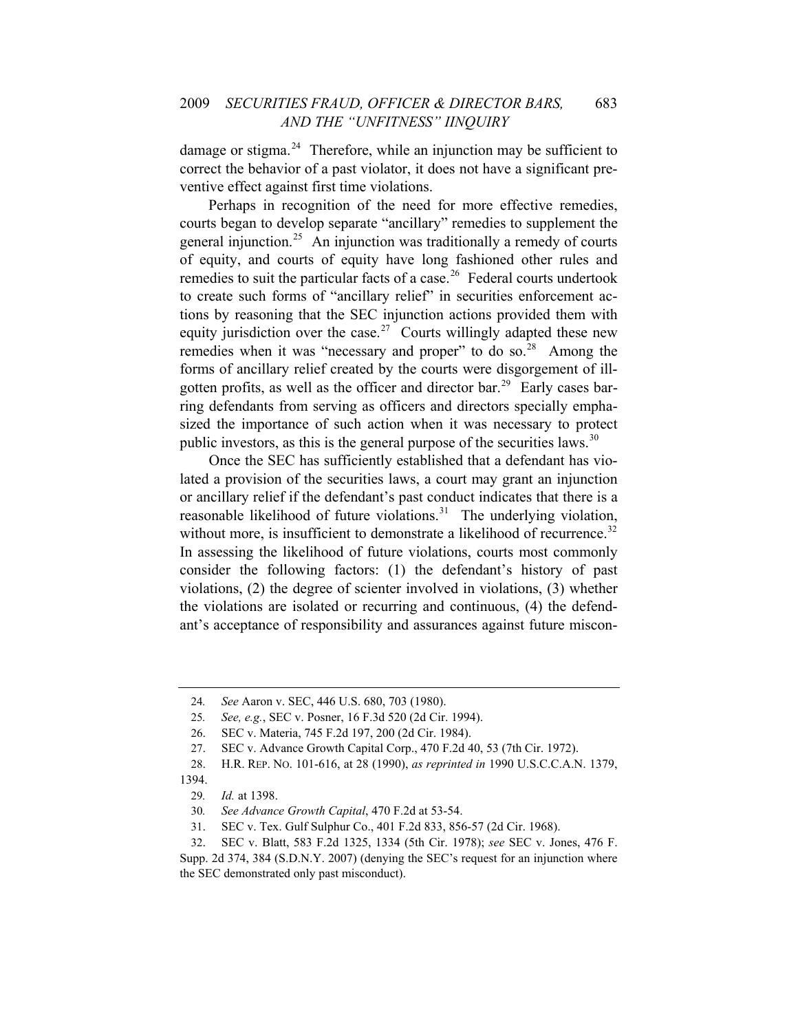damage or stigma.[24] Therefore, while an injunction may be sufficient to correct the behavior of a past violator, it does not have a significant preventive effect against first time violations.

Perhaps in recognition of the need for more effective remedies, courts began to develop separate "ancillary" remedies to supplement the general injunction.[25] An injunction was traditionally a remedy of courts of equity, and courts of equity have long fashioned other rules and remedies to suit the particular facts of a case.[26] Federal courts undertook to create such forms of "ancillary relief" in securities enforcement actions by reasoning that the SEC injunction actions provided them with equity jurisdiction over the case.[27] Courts willingly adapted these new remedies when it was "necessary and proper" to do so.[28] Among the forms of ancillary relief created by the courts were disgorgement of ill-gotten profits, as well as the officer and director bar.[29] Early cases barring defendants from serving as officers and directors specially emphasized the importance of such action when it was necessary to protect public investors, as this is the general purpose of the securities laws.[30]

Once the SEC has sufficiently established that a defendant has violated a provision of the securities laws, a court may grant an injunction or ancillary relief if the defendant's past conduct indicates that there is a reasonable likelihood of future violations.[31] The underlying violation, without more, is insufficient to demonstrate a likelihood of recurrence.[32] In assessing the likelihood of future violations, courts most commonly consider the following factors: (1) the defendant's history of past violations, (2) the degree of scienter involved in violations, (3) whether the violations are isolated or recurring and continuous, (4) the defendant's acceptance of responsibility and assurances against future miscon-

---

24. *See* Aaron v. SEC, 446 U.S. 680, 703 (1980).

25. *See, e.g.*, SEC v. Posner, 16 F.3d 520 (2d Cir. 1994).

26. SEC v. Materia, 745 F.2d 197, 200 (2d Cir. 1984).

27. SEC v. Advance Growth Capital Corp., 470 F.2d 40, 53 (7th Cir. 1972).

28. H.R. REP. NO. 101-616, at 28 (1990), *as reprinted in* 1990 U.S.C.C.A.N. 1379, 1394.

29. *Id.* at 1398.

30. *See Advance Growth Capital*, 470 F.2d at 53-54.

31. SEC v. Tex. Gulf Sulphur Co., 401 F.2d 833, 856-57 (2d Cir. 1968).

32. SEC v. Blatt, 583 F.2d 1325, 1334 (5th Cir. 1978); *see* SEC v. Jones, 476 F. Supp. 2d 374, 384 (S.D.N.Y. 2007) (denying the SEC's request for an injunction where the SEC demonstrated only past misconduct).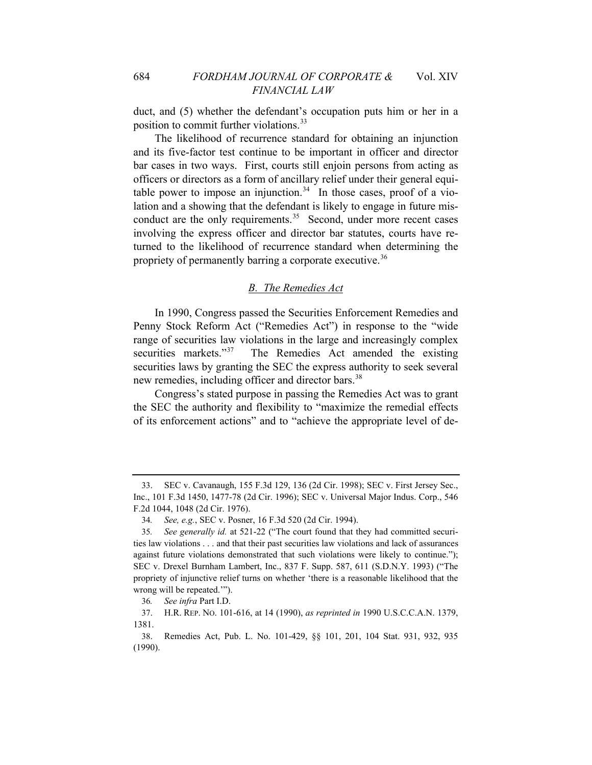duct, and (5) whether the defendant's occupation puts him or her in a position to commit further violations.[33]

The likelihood of recurrence standard for obtaining an injunction and its five-factor test continue to be important in officer and director bar cases in two ways. First, courts still enjoin persons from acting as officers or directors as a form of ancillary relief under their general equitable power to impose an injunction.[34] In those cases, proof of a violation and a showing that the defendant is likely to engage in future misconduct are the only requirements.[35] Second, under more recent cases involving the express officer and director bar statutes, courts have returned to the likelihood of recurrence standard when determining the propriety of permanently barring a corporate executive.[36]

### *B. The Remedies Act*

In 1990, Congress passed the Securities Enforcement Remedies and Penny Stock Reform Act ("Remedies Act") in response to the "wide range of securities law violations in the large and increasingly complex securities markets."[37] The Remedies Act amended the existing securities laws by granting the SEC the express authority to seek several new remedies, including officer and director bars.[38]

Congress's stated purpose in passing the Remedies Act was to grant the SEC the authority and flexibility to "maximize the remedial effects of its enforcement actions" and to "achieve the appropriate level of de-

---

33. SEC v. Cavanaugh, 155 F.3d 129, 136 (2d Cir. 1998); SEC v. First Jersey Sec., Inc., 101 F.3d 1450, 1477-78 (2d Cir. 1996); SEC v. Universal Major Indus. Corp., 546 F.2d 1044, 1048 (2d Cir. 1976).

34. *See, e.g.*, SEC v. Posner, 16 F.3d 520 (2d Cir. 1994).

35. *See generally id.* at 521-22 ("The court found that they had committed securities law violations . . . and that their past securities law violations and lack of assurances against future violations demonstrated that such violations were likely to continue."); SEC v. Drexel Burnham Lambert, Inc., 837 F. Supp. 587, 611 (S.D.N.Y. 1993) ("The propriety of injunctive relief turns on whether 'there is a reasonable likelihood that the wrong will be repeated.'").

36. *See infra* Part I.D.

37. H.R. REP. NO. 101-616, at 14 (1990), *as reprinted in* 1990 U.S.C.C.A.N. 1379, 1381.

38. Remedies Act, Pub. L. No. 101-429, §§ 101, 201, 104 Stat. 931, 932, 935 (1990).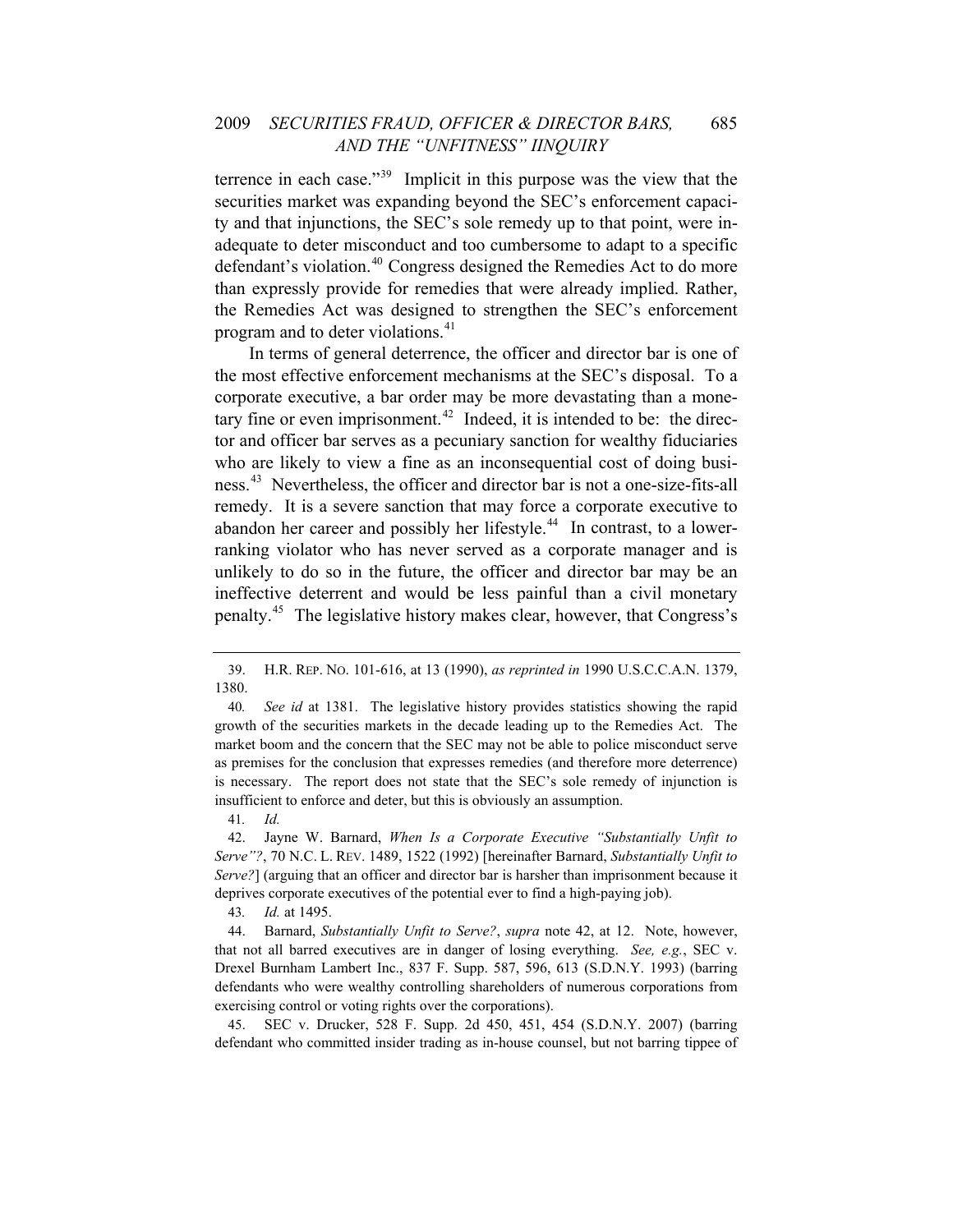terrence in each case."[39] Implicit in this purpose was the view that the securities market was expanding beyond the SEC's enforcement capacity and that injunctions, the SEC's sole remedy up to that point, were inadequate to deter misconduct and too cumbersome to adapt to a specific defendant's violation.[40] Congress designed the Remedies Act to do more than expressly provide for remedies that were already implied. Rather, the Remedies Act was designed to strengthen the SEC's enforcement program and to deter violations.[41]

In terms of general deterrence, the officer and director bar is one of the most effective enforcement mechanisms at the SEC's disposal. To a corporate executive, a bar order may be more devastating than a monetary fine or even imprisonment.[42] Indeed, it is intended to be: the director and officer bar serves as a pecuniary sanction for wealthy fiduciaries who are likely to view a fine as an inconsequential cost of doing business.[43] Nevertheless, the officer and director bar is not a one-size-fits-all remedy. It is a severe sanction that may force a corporate executive to abandon her career and possibly her lifestyle.[44] In contrast, to a lower-ranking violator who has never served as a corporate manager and is unlikely to do so in the future, the officer and director bar may be an ineffective deterrent and would be less painful than a civil monetary penalty.[45] The legislative history makes clear, however, that Congress's

---

39. H.R. REP. NO. 101-616, at 13 (1990), *as reprinted in* 1990 U.S.C.C.A.N. 1379, 1380.

40. *See id* at 1381. The legislative history provides statistics showing the rapid growth of the securities markets in the decade leading up to the Remedies Act. The market boom and the concern that the SEC may not be able to police misconduct serve as premises for the conclusion that expresses remedies (and therefore more deterrence) is necessary. The report does not state that the SEC's sole remedy of injunction is insufficient to enforce and deter, but this is obviously an assumption.

41. *Id.*

42. Jayne W. Barnard, *When Is a Corporate Executive "Substantially Unfit to Serve"?*, 70 N.C. L. REV. 1489, 1522 (1992) [hereinafter Barnard, *Substantially Unfit to Serve?*] (arguing that an officer and director bar is harsher than imprisonment because it deprives corporate executives of the potential ever to find a high-paying job).

43. *Id.* at 1495.

44. Barnard, *Substantially Unfit to Serve?*, *supra* note 42, at 12. Note, however, that not all barred executives are in danger of losing everything. *See, e.g.*, SEC v. Drexel Burnham Lambert Inc., 837 F. Supp. 587, 596, 613 (S.D.N.Y. 1993) (barring defendants who were wealthy controlling shareholders of numerous corporations from exercising control or voting rights over the corporations).

45. SEC v. Drucker, 528 F. Supp. 2d 450, 451, 454 (S.D.N.Y. 2007) (barring defendant who committed insider trading as in-house counsel, but not barring tippee of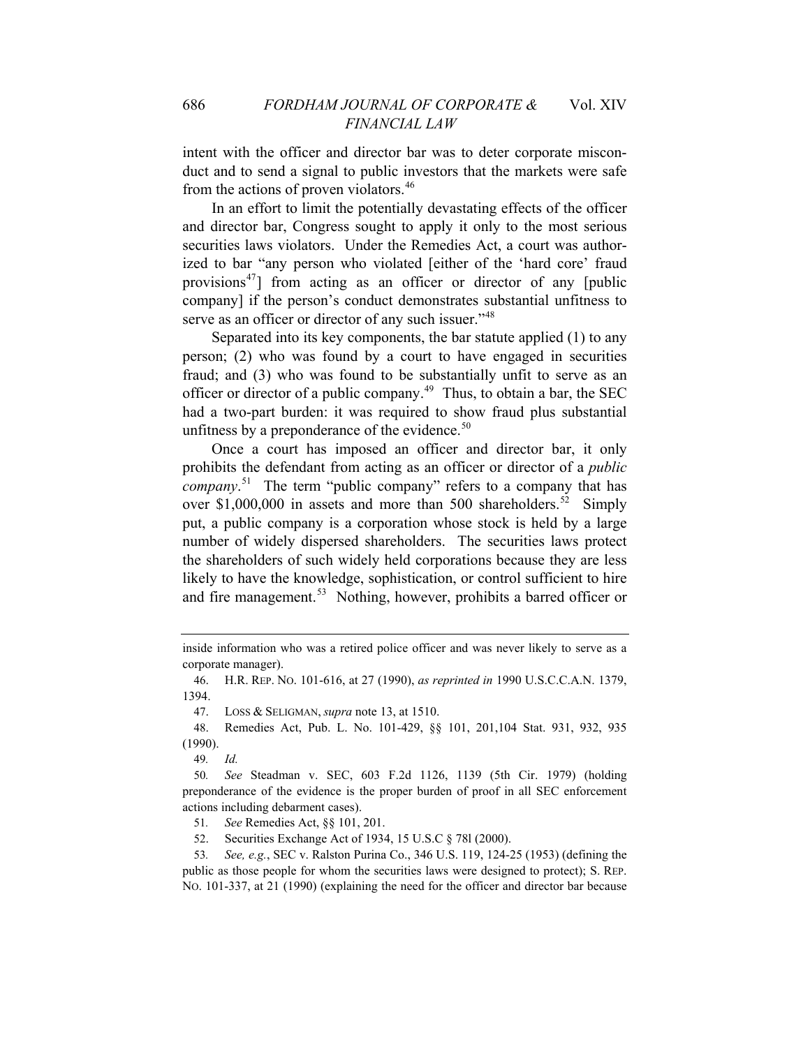intent with the officer and director bar was to deter corporate misconduct and to send a signal to public investors that the markets were safe from the actions of proven violators.[46]

In an effort to limit the potentially devastating effects of the officer and director bar, Congress sought to apply it only to the most serious securities laws violators. Under the Remedies Act, a court was authorized to bar "any person who violated [either of the 'hard core' fraud provisions[47]] from acting as an officer or director of any [public company] if the person's conduct demonstrates substantial unfitness to serve as an officer or director of any such issuer."[48]

Separated into its key components, the bar statute applied (1) to any person; (2) who was found by a court to have engaged in securities fraud; and (3) who was found to be substantially unfit to serve as an officer or director of a public company.[49] Thus, to obtain a bar, the SEC had a two-part burden: it was required to show fraud plus substantial unfitness by a preponderance of the evidence.[50]

Once a court has imposed an officer and director bar, it only prohibits the defendant from acting as an officer or director of a *public company*.[51] The term "public company" refers to a company that has over $1,000,000 in assets and more than 500 shareholders.[52] Simply put, a public company is a corporation whose stock is held by a large number of widely dispersed shareholders. The securities laws protect the shareholders of such widely held corporations because they are less likely to have the knowledge, sophistication, or control sufficient to hire and fire management.[53] Nothing, however, prohibits a barred officer or

---

inside information who was a retired police officer and was never likely to serve as a corporate manager).

46. H.R. REP. NO. 101-616, at 27 (1990), *as reprinted in* 1990 U.S.C.C.A.N. 1379, 1394.

47. LOSS & SELIGMAN, *supra* note 13, at 1510.

48. Remedies Act, Pub. L. No. 101-429, §§ 101, 201,104 Stat. 931, 932, 935 (1990).

49. *Id.*

50. *See* Steadman v. SEC, 603 F.2d 1126, 1139 (5th Cir. 1979) (holding preponderance of the evidence is the proper burden of proof in all SEC enforcement actions including debarment cases).

51. *See* Remedies Act, §§ 101, 201.

52. Securities Exchange Act of 1934, 15 U.S.C § 78l (2000).

53. *See, e.g.*, SEC v. Ralston Purina Co., 346 U.S. 119, 124-25 (1953) (defining the public as those people for whom the securities laws were designed to protect); S. REP. NO. 101-337, at 21 (1990) (explaining the need for the officer and director bar because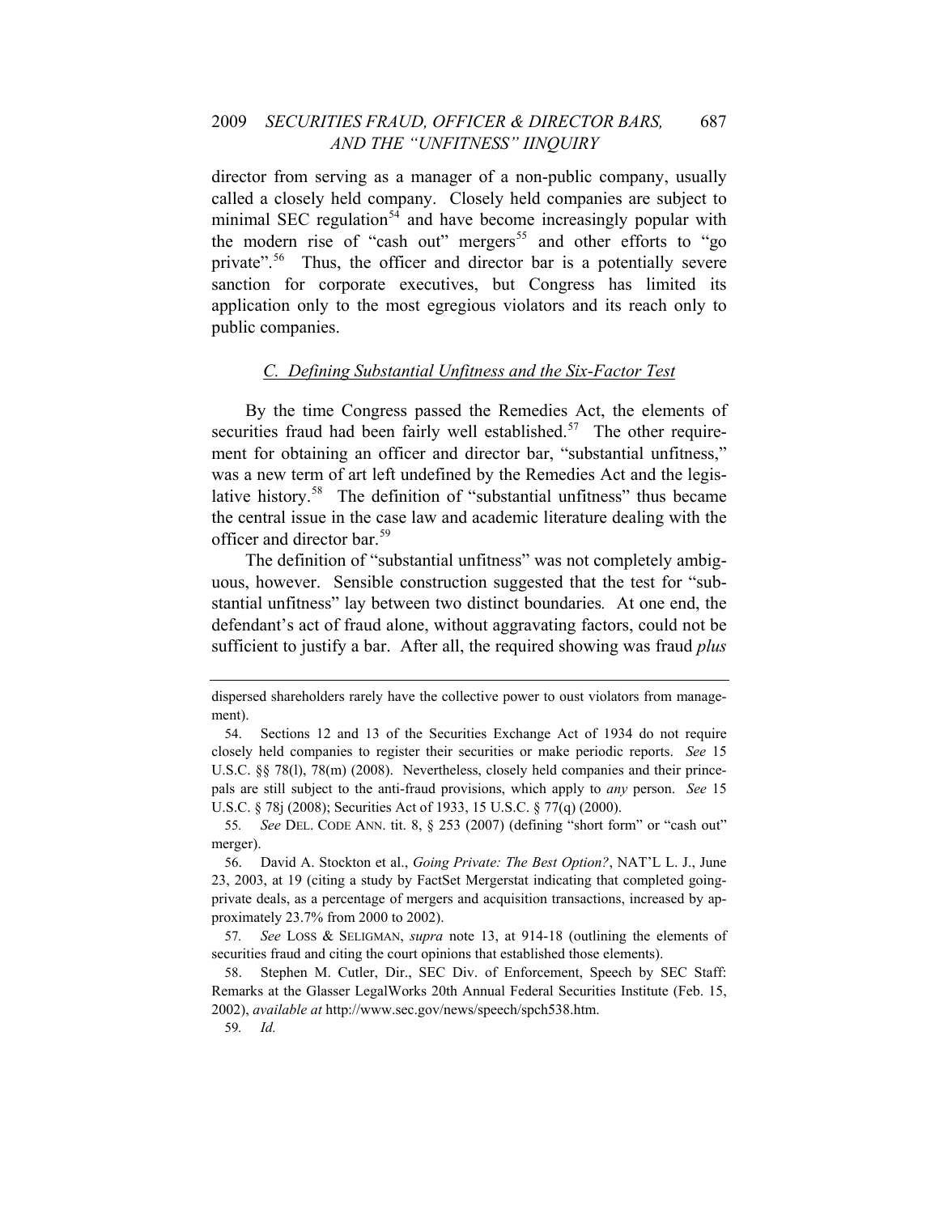director from serving as a manager of a non-public company, usually called a closely held company. Closely held companies are subject to minimal SEC regulation[54] and have become increasingly popular with the modern rise of "cash out" mergers[55] and other efforts to "go private".[56] Thus, the officer and director bar is a potentially severe sanction for corporate executives, but Congress has limited its application only to the most egregious violators and its reach only to public companies.

### C. *Defining Substantial Unfitness and the Six-Factor Test*

By the time Congress passed the Remedies Act, the elements of securities fraud had been fairly well established.[57] The other requirement for obtaining an officer and director bar, "substantial unfitness," was a new term of art left undefined by the Remedies Act and the legislative history.[58] The definition of "substantial unfitness" thus became the central issue in the case law and academic literature dealing with the officer and director bar.[59]

The definition of "substantial unfitness" was not completely ambiguous, however. Sensible construction suggested that the test for "substantial unfitness" lay between two distinct boundaries. At one end, the defendant's act of fraud alone, without aggravating factors, could not be sufficient to justify a bar. After all, the required showing was fraud *plus*

---

dispersed shareholders rarely have the collective power to oust violators from management).

54. Sections 12 and 13 of the Securities Exchange Act of 1934 do not require closely held companies to register their securities or make periodic reports. *See* 15 U.S.C. §§ 78(l), 78(m) (2008). Nevertheless, closely held companies and their princepals are still subject to the anti-fraud provisions, which apply to *any* person. *See* 15 U.S.C. § 78j (2008); Securities Act of 1933, 15 U.S.C. § 77(q) (2000).

55. *See* DEL. CODE ANN. tit. 8, § 253 (2007) (defining "short form" or "cash out" merger).

56. David A. Stockton et al., *Going Private: The Best Option?*, NAT'L L. J., June 23, 2003, at 19 (citing a study by FactSet Mergerstat indicating that completed going-private deals, as a percentage of mergers and acquisition transactions, increased by approximately 23.7% from 2000 to 2002).

57. *See* LOSS & SELIGMAN, *supra* note 13, at 914-18 (outlining the elements of securities fraud and citing the court opinions that established those elements).

58. Stephen M. Cutler, Dir., SEC Div. of Enforcement, Speech by SEC Staff: Remarks at the Glasser LegalWorks 20th Annual Federal Securities Institute (Feb. 15, 2002), *available at* http://www.sec.gov/news/speech/spch538.htm.

59. *Id.*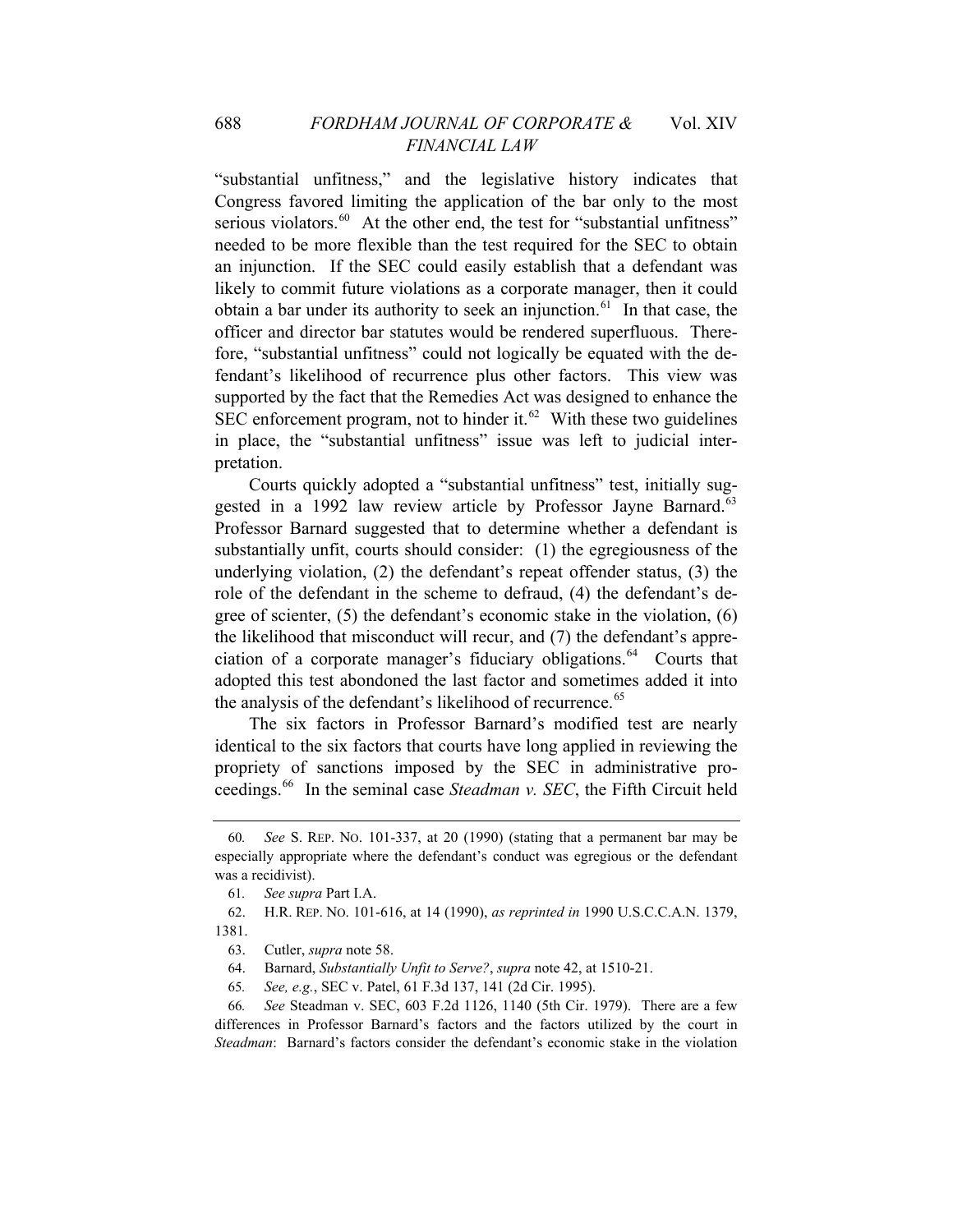"substantial unfitness," and the legislative history indicates that Congress favored limiting the application of the bar only to the most serious violators.[60] At the other end, the test for "substantial unfitness" needed to be more flexible than the test required for the SEC to obtain an injunction. If the SEC could easily establish that a defendant was likely to commit future violations as a corporate manager, then it could obtain a bar under its authority to seek an injunction.[61] In that case, the officer and director bar statutes would be rendered superfluous. Therefore, "substantial unfitness" could not logically be equated with the defendant's likelihood of recurrence plus other factors. This view was supported by the fact that the Remedies Act was designed to enhance the SEC enforcement program, not to hinder it.[62] With these two guidelines in place, the "substantial unfitness" issue was left to judicial interpretation.

Courts quickly adopted a "substantial unfitness" test, initially suggested in a 1992 law review article by Professor Jayne Barnard.[63] Professor Barnard suggested that to determine whether a defendant is substantially unfit, courts should consider: (1) the egregiousness of the underlying violation, (2) the defendant's repeat offender status, (3) the role of the defendant in the scheme to defraud, (4) the defendant's degree of scienter, (5) the defendant's economic stake in the violation, (6) the likelihood that misconduct will recur, and (7) the defendant's appreciation of a corporate manager's fiduciary obligations.[64] Courts that adopted this test abondoned the last factor and sometimes added it into the analysis of the defendant's likelihood of recurrence.[65]

The six factors in Professor Barnard's modified test are nearly identical to the six factors that courts have long applied in reviewing the propriety of sanctions imposed by the SEC in administrative proceedings.[66] In the seminal case *Steadman v. SEC*, the Fifth Circuit held

---

60. *See* S. REP. NO. 101-337, at 20 (1990) (stating that a permanent bar may be especially appropriate where the defendant's conduct was egregious or the defendant was a recidivist).

61. *See supra* Part I.A.

62. H.R. REP. NO. 101-616, at 14 (1990), *as reprinted in* 1990 U.S.C.C.A.N. 1379, 1381.

63. Cutler, *supra* note 58.

64. Barnard, *Substantially Unfit to Serve?*, *supra* note 42, at 1510-21.

65. *See, e.g.*, SEC v. Patel, 61 F.3d 137, 141 (2d Cir. 1995).

66. *See* Steadman v. SEC, 603 F.2d 1126, 1140 (5th Cir. 1979). There are a few differences in Professor Barnard's factors and the factors utilized by the court in *Steadman*: Barnard's factors consider the defendant's economic stake in the violation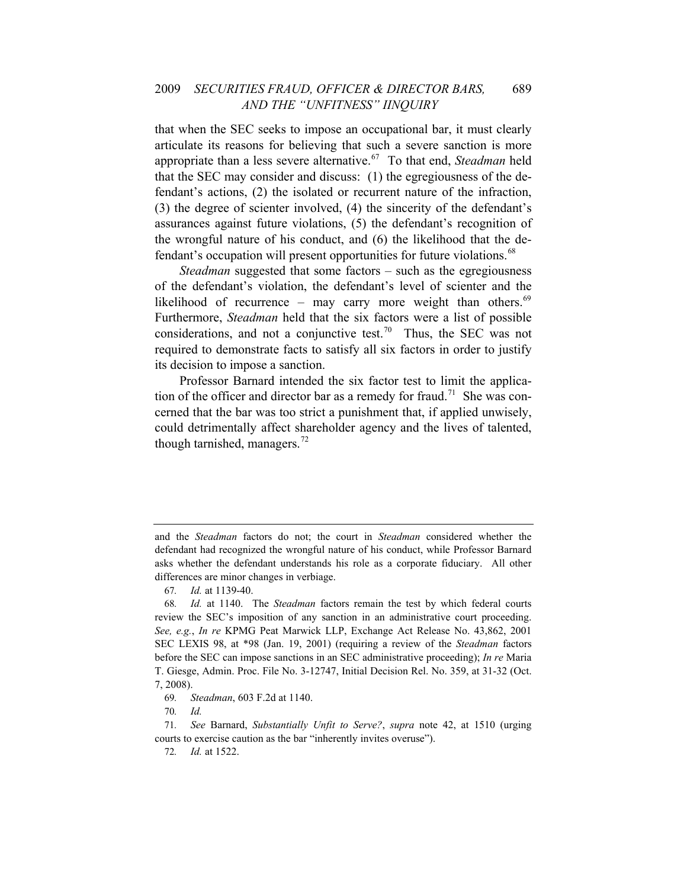that when the SEC seeks to impose an occupational bar, it must clearly articulate its reasons for believing that such a severe sanction is more appropriate than a less severe alternative.[67] To that end, *Steadman* held that the SEC may consider and discuss: (1) the egregiousness of the defendant's actions, (2) the isolated or recurrent nature of the infraction, (3) the degree of scienter involved, (4) the sincerity of the defendant's assurances against future violations, (5) the defendant's recognition of the wrongful nature of his conduct, and (6) the likelihood that the defendant's occupation will present opportunities for future violations.[68]

*Steadman* suggested that some factors – such as the egregiousness of the defendant's violation, the defendant's level of scienter and the likelihood of recurrence – may carry more weight than others.[69] Furthermore, *Steadman* held that the six factors were a list of possible considerations, and not a conjunctive test.[70] Thus, the SEC was not required to demonstrate facts to satisfy all six factors in order to justify its decision to impose a sanction.

Professor Barnard intended the six factor test to limit the application of the officer and director bar as a remedy for fraud.[71] She was concerned that the bar was too strict a punishment that, if applied unwisely, could detrimentally affect shareholder agency and the lives of talented, though tarnished, managers.[72]

---

and the *Steadman* factors do not; the court in *Steadman* considered whether the defendant had recognized the wrongful nature of his conduct, while Professor Barnard asks whether the defendant understands his role as a corporate fiduciary. All other differences are minor changes in verbiage.

67. *Id.* at 1139-40.

68. *Id.* at 1140. The *Steadman* factors remain the test by which federal courts review the SEC's imposition of any sanction in an administrative court proceeding. *See, e.g.*, *In re* KPMG Peat Marwick LLP, Exchange Act Release No. 43,862, 2001 SEC LEXIS 98, at \*98 (Jan. 19, 2001) (requiring a review of the *Steadman* factors before the SEC can impose sanctions in an SEC administrative proceeding); *In re* Maria T. Giesge, Admin. Proc. File No. 3-12747, Initial Decision Rel. No. 359, at 31-32 (Oct. 7, 2008).

69. *Steadman*, 603 F.2d at 1140.

70. *Id.*

71. *See* Barnard, *Substantially Unfit to Serve?*, *supra* note 42, at 1510 (urging courts to exercise caution as the bar "inherently invites overuse").

72. *Id.* at 1522.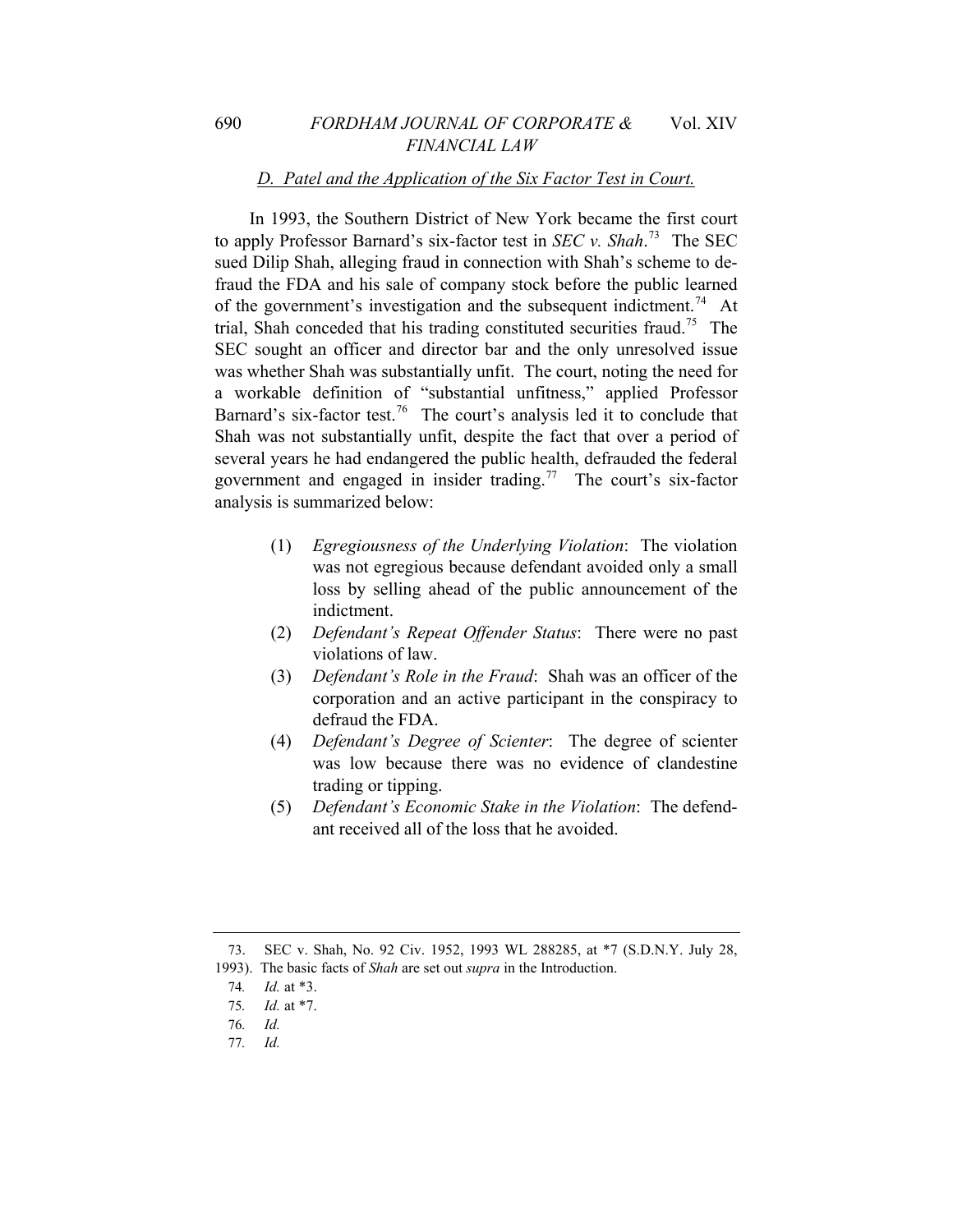### *D. Patel and the Application of the Six Factor Test in Court.*

In 1993, the Southern District of New York became the first court to apply Professor Barnard's six-factor test in *SEC v. Shah*.[73] The SEC sued Dilip Shah, alleging fraud in connection with Shah's scheme to defraud the FDA and his sale of company stock before the public learned of the government's investigation and the subsequent indictment.[74] At trial, Shah conceded that his trading constituted securities fraud.[75] The SEC sought an officer and director bar and the only unresolved issue was whether Shah was substantially unfit. The court, noting the need for a workable definition of "substantial unfitness," applied Professor Barnard's six-factor test.[76] The court's analysis led it to conclude that Shah was not substantially unfit, despite the fact that over a period of several years he had endangered the public health, defrauded the federal government and engaged in insider trading.[77] The court's six-factor analysis is summarized below:

(1) *Egregiousness of the Underlying Violation*: The violation was not egregious because defendant avoided only a small loss by selling ahead of the public announcement of the indictment.

(2) *Defendant's Repeat Offender Status*: There were no past violations of law.

(3) *Defendant's Role in the Fraud*: Shah was an officer of the corporation and an active participant in the conspiracy to defraud the FDA.

(4) *Defendant's Degree of Scienter*: The degree of scienter was low because there was no evidence of clandestine trading or tipping.

(5) *Defendant's Economic Stake in the Violation*: The defendant received all of the loss that he avoided.

---

73. SEC v. Shah, No. 92 Civ. 1952, 1993 WL 288285, at *7 (S.D.N.Y. July 28, 1993). The basic facts of *Shah* are set out *supra* in the Introduction.

74. *Id.* at *3.

75. *Id.* at *7.

76. *Id.*

77. *Id.*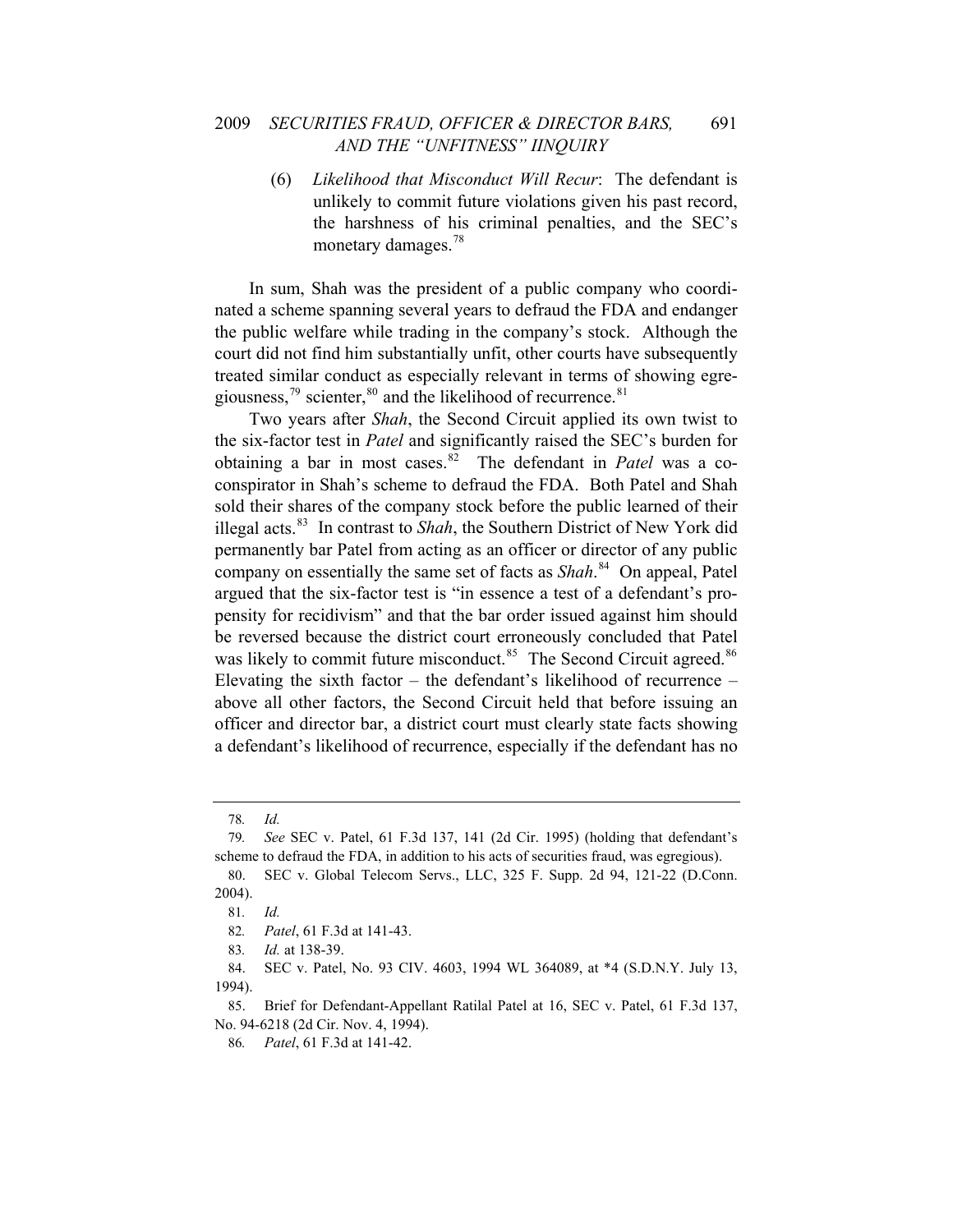(6) *Likelihood that Misconduct Will Recur*: The defendant is unlikely to commit future violations given his past record, the harshness of his criminal penalties, and the SEC's monetary damages.[78]

In sum, Shah was the president of a public company who coordinated a scheme spanning several years to defraud the FDA and endanger the public welfare while trading in the company's stock. Although the court did not find him substantially unfit, other courts have subsequently treated similar conduct as especially relevant in terms of showing egregiousness,[79] scienter,[80] and the likelihood of recurrence.[81]

Two years after *Shah*, the Second Circuit applied its own twist to the six-factor test in *Patel* and significantly raised the SEC's burden for obtaining a bar in most cases.[82] The defendant in *Patel* was a co-conspirator in Shah's scheme to defraud the FDA. Both Patel and Shah sold their shares of the company stock before the public learned of their illegal acts.[83] In contrast to *Shah*, the Southern District of New York did permanently bar Patel from acting as an officer or director of any public company on essentially the same set of facts as *Shah*.[84] On appeal, Patel argued that the six-factor test is "in essence a test of a defendant's propensity for recidivism" and that the bar order issued against him should be reversed because the district court erroneously concluded that Patel was likely to commit future misconduct.[85] The Second Circuit agreed.[86] Elevating the sixth factor – the defendant's likelihood of recurrence – above all other factors, the Second Circuit held that before issuing an officer and director bar, a district court must clearly state facts showing a defendant's likelihood of recurrence, especially if the defendant has no

---

78. *Id.*

79. *See* SEC v. Patel, 61 F.3d 137, 141 (2d Cir. 1995) (holding that defendant's scheme to defraud the FDA, in addition to his acts of securities fraud, was egregious).

80. SEC v. Global Telecom Servs., LLC, 325 F. Supp. 2d 94, 121-22 (D.Conn. 2004).

81. *Id.*

82. *Patel*, 61 F.3d at 141-43.

83. *Id.* at 138-39.

84. SEC v. Patel, No. 93 CIV. 4603, 1994 WL 364089, at *4 (S.D.N.Y. July 13, 1994).

85. Brief for Defendant-Appellant Ratilal Patel at 16, SEC v. Patel, 61 F.3d 137, No. 94-6218 (2d Cir. Nov. 4, 1994).

86. *Patel*, 61 F.3d at 141-42.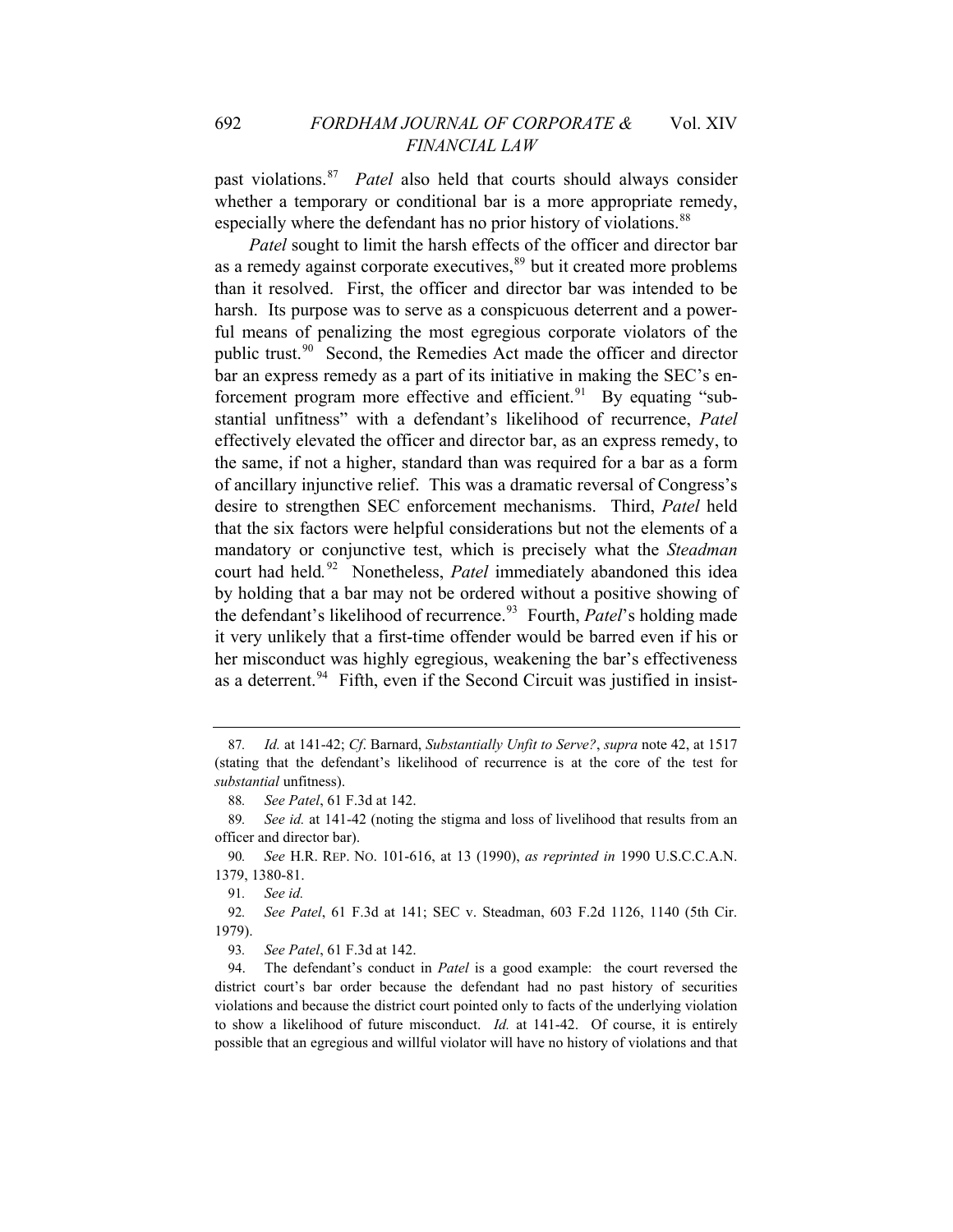past violations.[87] *Patel* also held that courts should always consider whether a temporary or conditional bar is a more appropriate remedy, especially where the defendant has no prior history of violations.[88]

*Patel* sought to limit the harsh effects of the officer and director bar as a remedy against corporate executives,[89] but it created more problems than it resolved. First, the officer and director bar was intended to be harsh. Its purpose was to serve as a conspicuous deterrent and a powerful means of penalizing the most egregious corporate violators of the public trust.[90] Second, the Remedies Act made the officer and director bar an express remedy as a part of its initiative in making the SEC's enforcement program more effective and efficient.[91] By equating "substantial unfitness" with a defendant's likelihood of recurrence, *Patel* effectively elevated the officer and director bar, as an express remedy, to the same, if not a higher, standard than was required for a bar as a form of ancillary injunctive relief. This was a dramatic reversal of Congress's desire to strengthen SEC enforcement mechanisms. Third, *Patel* held that the six factors were helpful considerations but not the elements of a mandatory or conjunctive test, which is precisely what the *Steadman* court had held.[92] Nonetheless, *Patel* immediately abandoned this idea by holding that a bar may not be ordered without a positive showing of the defendant's likelihood of recurrence.[93] Fourth, *Patel*'s holding made it very unlikely that a first-time offender would be barred even if his or her misconduct was highly egregious, weakening the bar's effectiveness as a deterrent.[94] Fifth, even if the Second Circuit was justified in insist-

---

87. *Id.* at 141-42; *Cf*. Barnard, *Substantially Unfit to Serve?*, *supra* note 42, at 1517 (stating that the defendant's likelihood of recurrence is at the core of the test for *substantial* unfitness).

88. *See Patel*, 61 F.3d at 142.

89. *See id.* at 141-42 (noting the stigma and loss of livelihood that results from an officer and director bar).

90. *See* H.R. REP. NO. 101-616, at 13 (1990), *as reprinted in* 1990 U.S.C.C.A.N. 1379, 1380-81.

91. *See id.*

92. *See Patel*, 61 F.3d at 141; SEC v. Steadman, 603 F.2d 1126, 1140 (5th Cir. 1979).

93. *See Patel*, 61 F.3d at 142.

94. The defendant's conduct in *Patel* is a good example: the court reversed the district court's bar order because the defendant had no past history of securities violations and because the district court pointed only to facts of the underlying violation to show a likelihood of future misconduct. *Id.* at 141-42. Of course, it is entirely possible that an egregious and willful violator will have no history of violations and that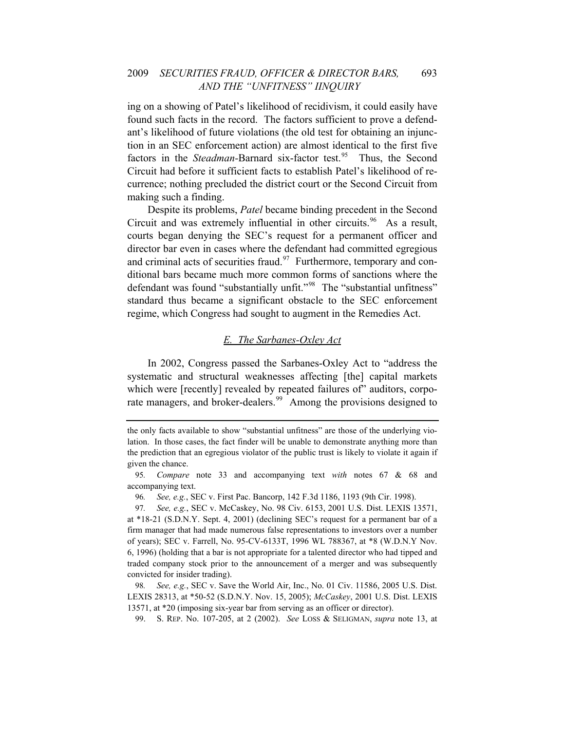ing on a showing of Patel's likelihood of recidivism, it could easily have found such facts in the record. The factors sufficient to prove a defendant's likelihood of future violations (the old test for obtaining an injunction in an SEC enforcement action) are almost identical to the first five factors in the *Steadman*-Barnard six-factor test.[95] Thus, the Second Circuit had before it sufficient facts to establish Patel's likelihood of recurrence; nothing precluded the district court or the Second Circuit from making such a finding.

Despite its problems, *Patel* became binding precedent in the Second Circuit and was extremely influential in other circuits.[96] As a result, courts began denying the SEC's request for a permanent officer and director bar even in cases where the defendant had committed egregious and criminal acts of securities fraud.[97] Furthermore, temporary and conditional bars became much more common forms of sanctions where the defendant was found "substantially unfit."[98] The "substantial unfitness" standard thus became a significant obstacle to the SEC enforcement regime, which Congress had sought to augment in the Remedies Act.

## E. The Sarbanes-Oxley Act

In 2002, Congress passed the Sarbanes-Oxley Act to "address the systematic and structural weaknesses affecting [the] capital markets which were [recently] revealed by repeated failures of" auditors, corporate managers, and broker-dealers.[99] Among the provisions designed to

---

the only facts available to show "substantial unfitness" are those of the underlying violation. In those cases, the fact finder will be unable to demonstrate anything more than the prediction that an egregious violator of the public trust is likely to violate it again if given the chance.

95. *Compare* note 33 and accompanying text *with* notes 67 & 68 and accompanying text.

96. *See, e.g.*, SEC v. First Pac. Bancorp, 142 F.3d 1186, 1193 (9th Cir. 1998).

97. *See, e.g.*, SEC v. McCaskey, No. 98 Civ. 6153, 2001 U.S. Dist. LEXIS 13571, at *18-21 (S.D.N.Y. Sept. 4, 2001) (declining SEC's request for a permanent bar of a firm manager that had made numerous false representations to investors over a number of years); SEC v. Farrell, No. 95-CV-6133T, 1996 WL 788367, at *8 (W.D.N.Y Nov. 6, 1996) (holding that a bar is not appropriate for a talented director who had tipped and traded company stock prior to the announcement of a merger and was subsequently convicted for insider trading).

98. *See, e.g.*, SEC v. Save the World Air, Inc., No. 01 Civ. 11586, 2005 U.S. Dist. LEXIS 28313, at *50-52 (S.D.N.Y. Nov. 15, 2005); *McCaskey*, 2001 U.S. Dist. LEXIS 13571, at *20 (imposing six-year bar from serving as an officer or director).

99. S. REP. No. 107-205, at 2 (2002). *See* LOSS & SELIGMAN, *supra* note 13, at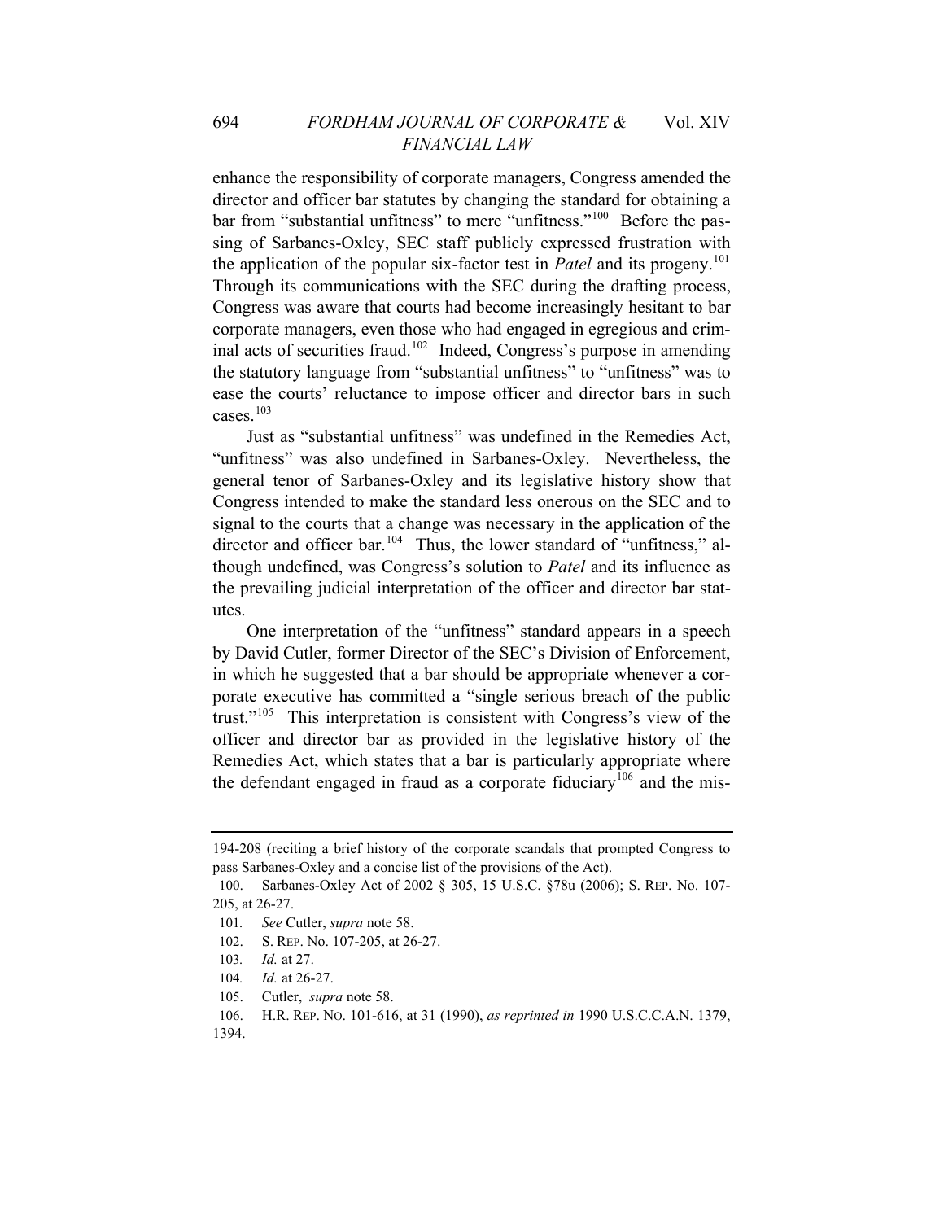enhance the responsibility of corporate managers, Congress amended the director and officer bar statutes by changing the standard for obtaining a bar from "substantial unfitness" to mere "unfitness."[100] Before the passing of Sarbanes-Oxley, SEC staff publicly expressed frustration with the application of the popular six-factor test in *Patel* and its progeny.[101] Through its communications with the SEC during the drafting process, Congress was aware that courts had become increasingly hesitant to bar corporate managers, even those who had engaged in egregious and criminal acts of securities fraud.[102] Indeed, Congress's purpose in amending the statutory language from "substantial unfitness" to "unfitness" was to ease the courts' reluctance to impose officer and director bars in such cases.[103]

Just as "substantial unfitness" was undefined in the Remedies Act, "unfitness" was also undefined in Sarbanes-Oxley. Nevertheless, the general tenor of Sarbanes-Oxley and its legislative history show that Congress intended to make the standard less onerous on the SEC and to signal to the courts that a change was necessary in the application of the director and officer bar.[104] Thus, the lower standard of "unfitness," although undefined, was Congress's solution to *Patel* and its influence as the prevailing judicial interpretation of the officer and director bar statutes.

One interpretation of the "unfitness" standard appears in a speech by David Cutler, former Director of the SEC's Division of Enforcement, in which he suggested that a bar should be appropriate whenever a corporate executive has committed a "single serious breach of the public trust."[105] This interpretation is consistent with Congress's view of the officer and director bar as provided in the legislative history of the Remedies Act, which states that a bar is particularly appropriate where the defendant engaged in fraud as a corporate fiduciary[106] and the mis-

---

194-208 (reciting a brief history of the corporate scandals that prompted Congress to pass Sarbanes-Oxley and a concise list of the provisions of the Act).

100. Sarbanes-Oxley Act of 2002 § 305, 15 U.S.C. §78u (2006); S. REP. No. 107-205, at 26-27.

101. *See* Cutler, *supra* note 58.

102. S. REP. No. 107-205, at 26-27.

103. *Id.* at 27.

104. *Id.* at 26-27.

105. Cutler, *supra* note 58.

106. H.R. REP. NO. 101-616, at 31 (1990), *as reprinted in* 1990 U.S.C.C.A.N. 1379, 1394.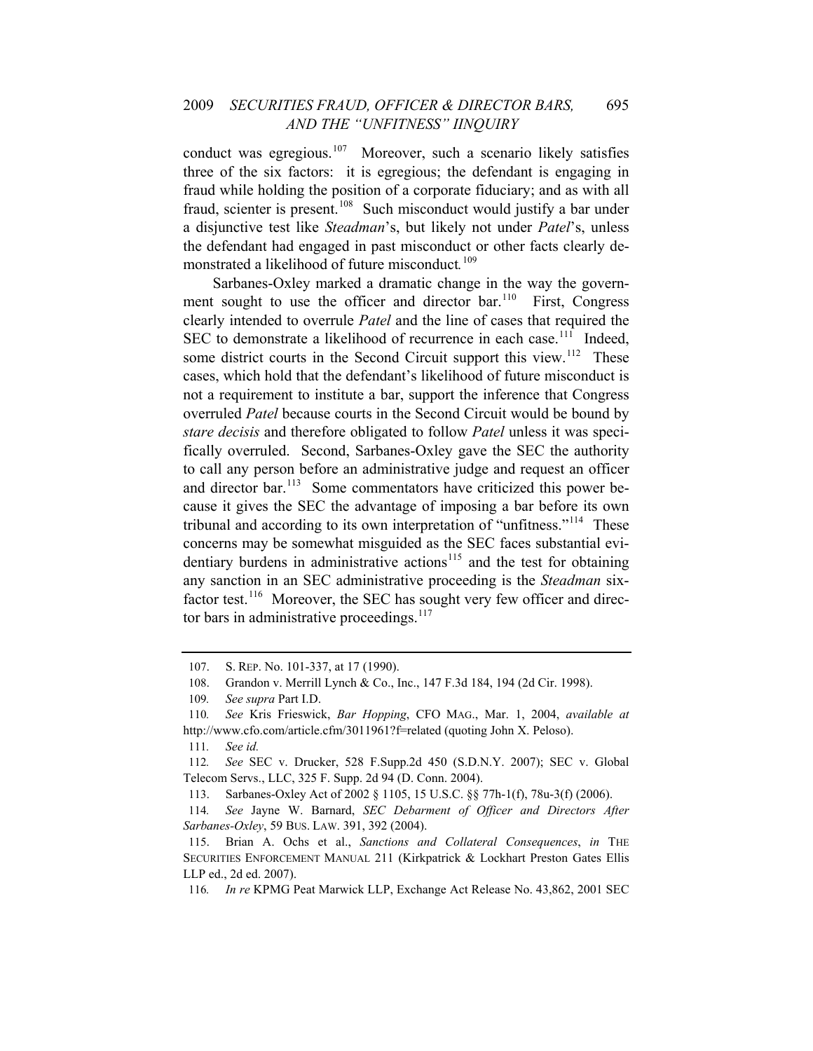conduct was egregious.[107] Moreover, such a scenario likely satisfies three of the six factors: it is egregious; the defendant is engaging in fraud while holding the position of a corporate fiduciary; and as with all fraud, scienter is present.[108] Such misconduct would justify a bar under a disjunctive test like *Steadman*'s, but likely not under *Patel*'s, unless the defendant had engaged in past misconduct or other facts clearly demonstrated a likelihood of future misconduct.[109]

Sarbanes-Oxley marked a dramatic change in the way the government sought to use the officer and director bar.[110] First, Congress clearly intended to overrule *Patel* and the line of cases that required the SEC to demonstrate a likelihood of recurrence in each case.[111] Indeed, some district courts in the Second Circuit support this view.[112] These cases, which hold that the defendant's likelihood of future misconduct is not a requirement to institute a bar, support the inference that Congress overruled *Patel* because courts in the Second Circuit would be bound by *stare decisis* and therefore obligated to follow *Patel* unless it was specifically overruled. Second, Sarbanes-Oxley gave the SEC the authority to call any person before an administrative judge and request an officer and director bar.[113] Some commentators have criticized this power because it gives the SEC the advantage of imposing a bar before its own tribunal and according to its own interpretation of "unfitness."[114] These concerns may be somewhat misguided as the SEC faces substantial evidentiary burdens in administrative actions[115] and the test for obtaining any sanction in an SEC administrative proceeding is the *Steadman* six-factor test.[116] Moreover, the SEC has sought very few officer and director bars in administrative proceedings.[117]

---

107. S. REP. No. 101-337, at 17 (1990).

108. Grandon v. Merrill Lynch & Co., Inc., 147 F.3d 184, 194 (2d Cir. 1998).

109. *See supra* Part I.D.

110. *See* Kris Frieswick, *Bar Hopping*, CFO MAG., Mar. 1, 2004, *available at* http://www.cfo.com/article.cfm/3011961?f=related (quoting John X. Peloso).

111. *See id.*

112. *See* SEC v. Drucker, 528 F.Supp.2d 450 (S.D.N.Y. 2007); SEC v. Global Telecom Servs., LLC, 325 F. Supp. 2d 94 (D. Conn. 2004).

113. Sarbanes-Oxley Act of 2002 § 1105, 15 U.S.C. §§ 77h-1(f), 78u-3(f) (2006).

114. *See* Jayne W. Barnard, *SEC Debarment of Officer and Directors After Sarbanes-Oxley*, 59 BUS. LAW. 391, 392 (2004).

115. Brian A. Ochs et al., *Sanctions and Collateral Consequences*, *in* THE SECURITIES ENFORCEMENT MANUAL 211 (Kirkpatrick & Lockhart Preston Gates Ellis LLP ed., 2d ed. 2007).

116. *In re* KPMG Peat Marwick LLP, Exchange Act Release No. 43,862, 2001 SEC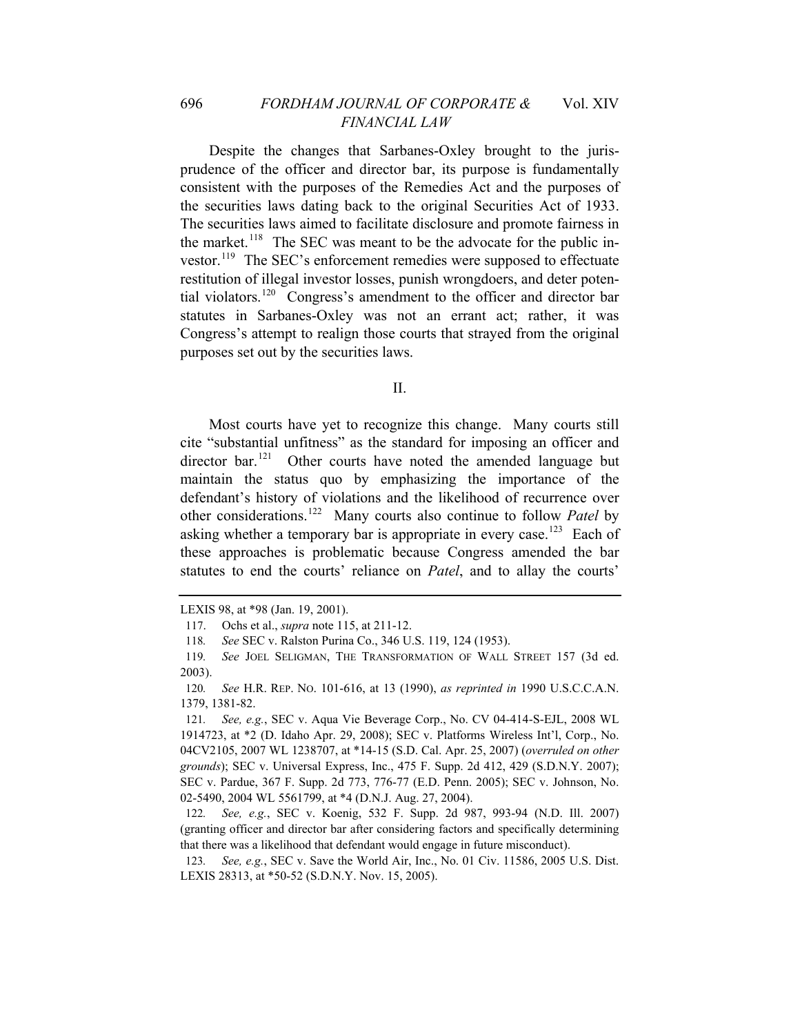Despite the changes that Sarbanes-Oxley brought to the jurisprudence of the officer and director bar, its purpose is fundamentally consistent with the purposes of the Remedies Act and the purposes of the securities laws dating back to the original Securities Act of 1933. The securities laws aimed to facilitate disclosure and promote fairness in the market.[118] The SEC was meant to be the advocate for the public investor.[119] The SEC's enforcement remedies were supposed to effectuate restitution of illegal investor losses, punish wrongdoers, and deter potential violators.[120] Congress's amendment to the officer and director bar statutes in Sarbanes-Oxley was not an errant act; rather, it was Congress's attempt to realign those courts that strayed from the original purposes set out by the securities laws.

## II.

Most courts have yet to recognize this change. Many courts still cite "substantial unfitness" as the standard for imposing an officer and director bar.[121] Other courts have noted the amended language but maintain the status quo by emphasizing the importance of the defendant's history of violations and the likelihood of recurrence over other considerations.[122] Many courts also continue to follow *Patel* by asking whether a temporary bar is appropriate in every case.[123] Each of these approaches is problematic because Congress amended the bar statutes to end the courts' reliance on *Patel*, and to allay the courts'

---

LEXIS 98, at *98 (Jan. 19, 2001).

117. Ochs et al., *supra* note 115, at 211-12.

118. *See* SEC v. Ralston Purina Co., 346 U.S. 119, 124 (1953).

119. *See* JOEL SELIGMAN, THE TRANSFORMATION OF WALL STREET 157 (3d ed. 2003).

120. *See* H.R. REP. NO. 101-616, at 13 (1990), *as reprinted in* 1990 U.S.C.C.A.N. 1379, 1381-82.

121. *See, e.g.*, SEC v. Aqua Vie Beverage Corp., No. CV 04-414-S-EJL, 2008 WL 1914723, at *2 (D. Idaho Apr. 29, 2008); SEC v. Platforms Wireless Int'l, Corp., No. 04CV2105, 2007 WL 1238707, at *14-15 (S.D. Cal. Apr. 25, 2007) (*overruled on other grounds*); SEC v. Universal Express, Inc., 475 F. Supp. 2d 412, 429 (S.D.N.Y. 2007); SEC v. Pardue, 367 F. Supp. 2d 773, 776-77 (E.D. Penn. 2005); SEC v. Johnson, No. 02-5490, 2004 WL 5561799, at *4 (D.N.J. Aug. 27, 2004).

122. *See, e.g.*, SEC v. Koenig, 532 F. Supp. 2d 987, 993-94 (N.D. Ill. 2007) (granting officer and director bar after considering factors and specifically determining that there was a likelihood that defendant would engage in future misconduct).

123. *See, e.g.*, SEC v. Save the World Air, Inc., No. 01 Civ. 11586, 2005 U.S. Dist. LEXIS 28313, at *50-52 (S.D.N.Y. Nov. 15, 2005).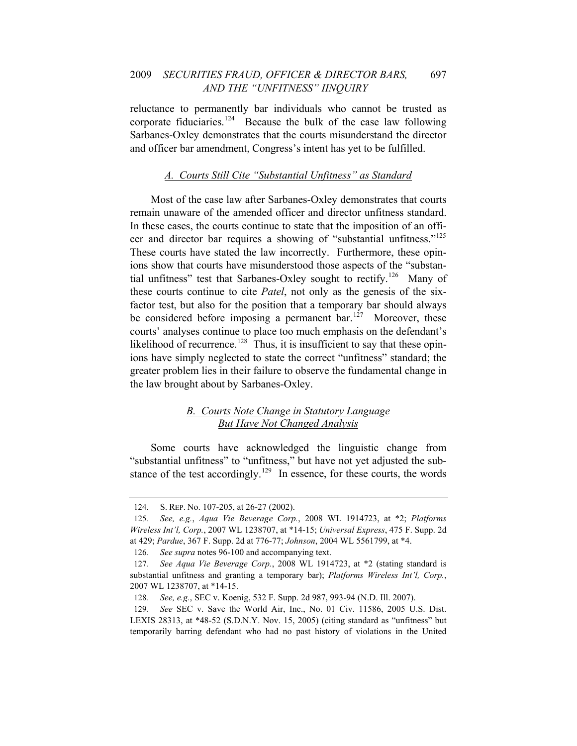reluctance to permanently bar individuals who cannot be trusted as corporate fiduciaries.[124] Because the bulk of the case law following Sarbanes-Oxley demonstrates that the courts misunderstand the director and officer bar amendment, Congress's intent has yet to be fulfilled.

### A. Courts Still Cite "Substantial Unfitness" as Standard

Most of the case law after Sarbanes-Oxley demonstrates that courts remain unaware of the amended officer and director unfitness standard. In these cases, the courts continue to state that the imposition of an officer and director bar requires a showing of "substantial unfitness."[125] These courts have stated the law incorrectly. Furthermore, these opinions show that courts have misunderstood those aspects of the "substantial unfitness" test that Sarbanes-Oxley sought to rectify.[126] Many of these courts continue to cite *Patel*, not only as the genesis of the six-factor test, but also for the position that a temporary bar should always be considered before imposing a permanent bar.[127] Moreover, these courts' analyses continue to place too much emphasis on the defendant's likelihood of recurrence.[128] Thus, it is insufficient to say that these opinions have simply neglected to state the correct "unfitness" standard; the greater problem lies in their failure to observe the fundamental change in the law brought about by Sarbanes-Oxley.

### B. Courts Note Change in Statutory Language But Have Not Changed Analysis

Some courts have acknowledged the linguistic change from "substantial unfitness" to "unfitness," but have not yet adjusted the substance of the test accordingly.[129] In essence, for these courts, the words

---

124. S. REP. No. 107-205, at 26-27 (2002).

125. *See, e.g.*, *Aqua Vie Beverage Corp.*, 2008 WL 1914723, at *2; *Platforms Wireless Int'l, Corp.*, 2007 WL 1238707, at *14-15; *Universal Express*, 475 F. Supp. 2d at 429; *Pardue*, 367 F. Supp. 2d at 776-77; *Johnson*, 2004 WL 5561799, at *4.

126. *See supra* notes 96-100 and accompanying text.

127. *See Aqua Vie Beverage Corp.*, 2008 WL 1914723, at *2 (stating standard is substantial unfitness and granting a temporary bar); *Platforms Wireless Int'l, Corp.*, 2007 WL 1238707, at *14-15.

128. *See, e.g.*, SEC v. Koenig, 532 F. Supp. 2d 987, 993-94 (N.D. Ill. 2007).

129. *See* SEC v. Save the World Air, Inc., No. 01 Civ. 11586, 2005 U.S. Dist. LEXIS 28313, at *48-52 (S.D.N.Y. Nov. 15, 2005) (citing standard as "unfitness" but temporarily barring defendant who had no past history of violations in the United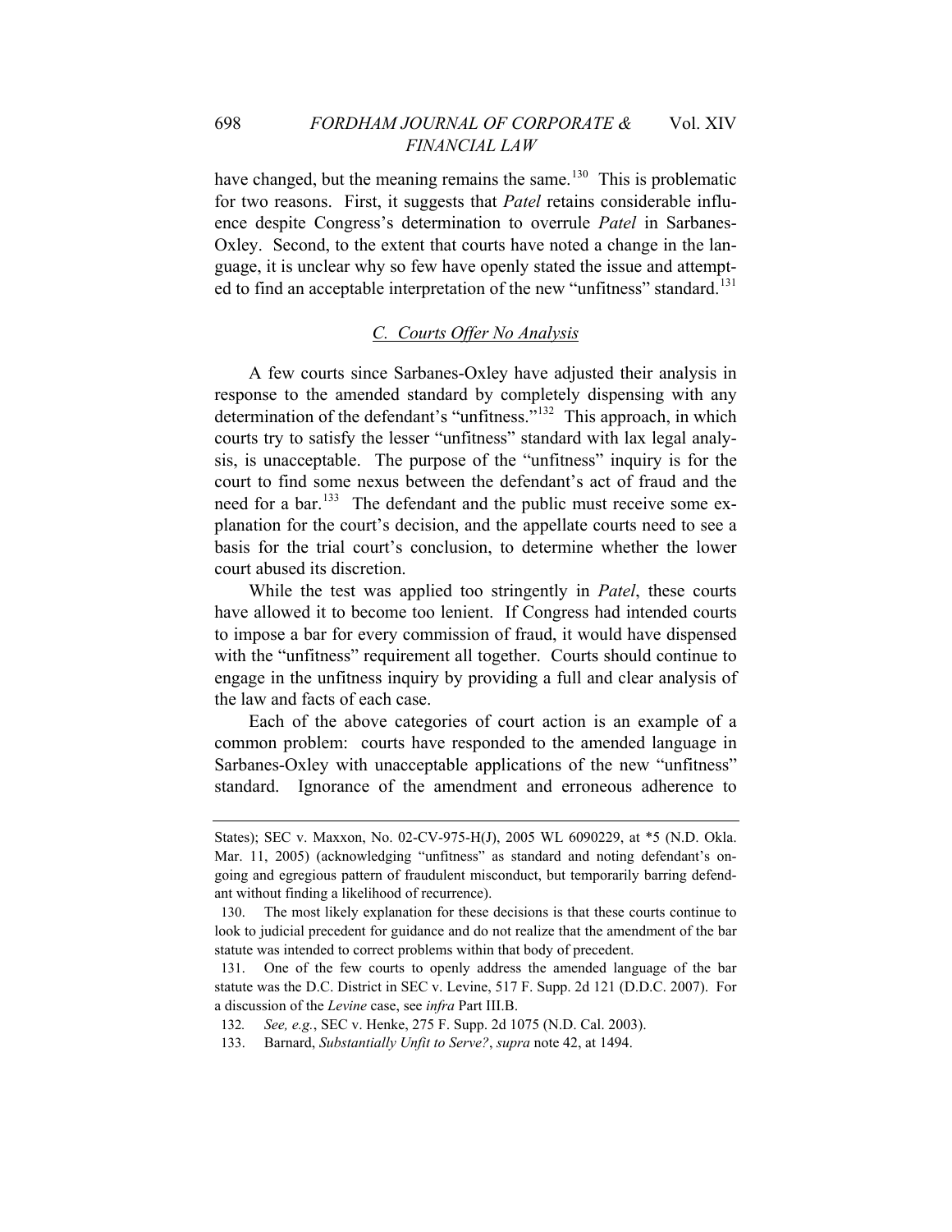have changed, but the meaning remains the same.[130] This is problematic for two reasons. First, it suggests that *Patel* retains considerable influence despite Congress's determination to overrule *Patel* in Sarbanes-Oxley. Second, to the extent that courts have noted a change in the language, it is unclear why so few have openly stated the issue and attempted to find an acceptable interpretation of the new "unfitness" standard.[131]

### C. Courts Offer No Analysis

A few courts since Sarbanes-Oxley have adjusted their analysis in response to the amended standard by completely dispensing with any determination of the defendant's "unfitness."[132] This approach, in which courts try to satisfy the lesser "unfitness" standard with lax legal analysis, is unacceptable. The purpose of the "unfitness" inquiry is for the court to find some nexus between the defendant's act of fraud and the need for a bar.[133] The defendant and the public must receive some explanation for the court's decision, and the appellate courts need to see a basis for the trial court's conclusion, to determine whether the lower court abused its discretion.

While the test was applied too stringently in *Patel*, these courts have allowed it to become too lenient. If Congress had intended courts to impose a bar for every commission of fraud, it would have dispensed with the "unfitness" requirement all together. Courts should continue to engage in the unfitness inquiry by providing a full and clear analysis of the law and facts of each case.

Each of the above categories of court action is an example of a common problem: courts have responded to the amended language in Sarbanes-Oxley with unacceptable applications of the new "unfitness" standard. Ignorance of the amendment and erroneous adherence to

---

States); SEC v. Maxxon, No. 02-CV-975-H(J), 2005 WL 6090229, at *5 (N.D. Okla. Mar. 11, 2005) (acknowledging "unfitness" as standard and noting defendant's ongoing and egregious pattern of fraudulent misconduct, but temporarily barring defendant without finding a likelihood of recurrence).

130. The most likely explanation for these decisions is that these courts continue to look to judicial precedent for guidance and do not realize that the amendment of the bar statute was intended to correct problems within that body of precedent.

131. One of the few courts to openly address the amended language of the bar statute was the D.C. District in SEC v. Levine, 517 F. Supp. 2d 121 (D.D.C. 2007). For a discussion of the *Levine* case, see *infra* Part III.B.

132. *See, e.g.*, SEC v. Henke, 275 F. Supp. 2d 1075 (N.D. Cal. 2003).

133. Barnard, *Substantially Unfit to Serve?*, *supra* note 42, at 1494.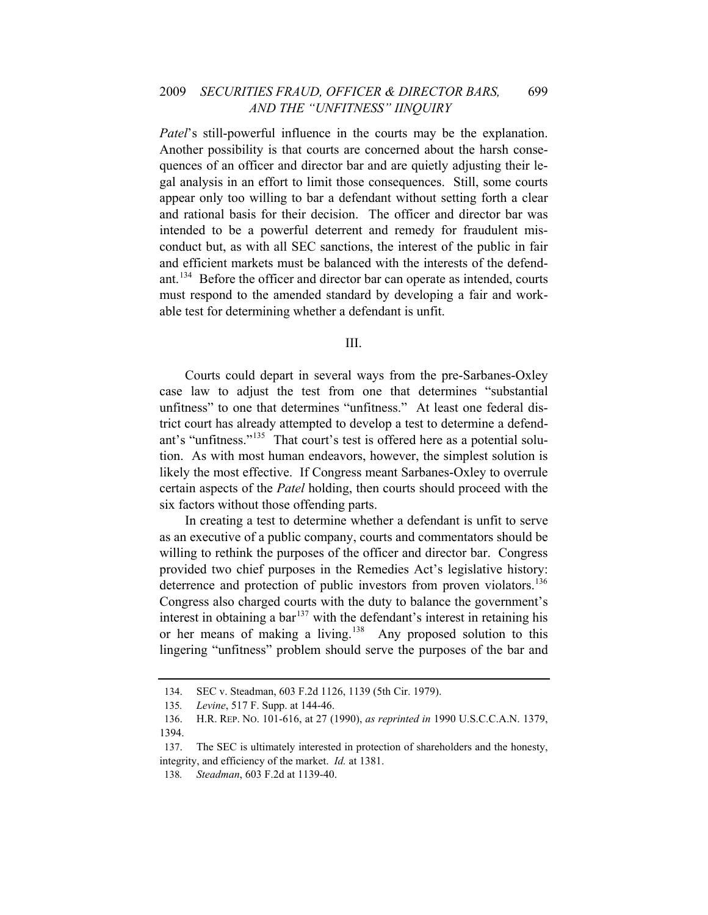*Patel*'s still-powerful influence in the courts may be the explanation. Another possibility is that courts are concerned about the harsh consequences of an officer and director bar and are quietly adjusting their legal analysis in an effort to limit those consequences. Still, some courts appear only too willing to bar a defendant without setting forth a clear and rational basis for their decision. The officer and director bar was intended to be a powerful deterrent and remedy for fraudulent misconduct but, as with all SEC sanctions, the interest of the public in fair and efficient markets must be balanced with the interests of the defendant.[134] Before the officer and director bar can operate as intended, courts must respond to the amended standard by developing a fair and workable test for determining whether a defendant is unfit.

## III.

Courts could depart in several ways from the pre-Sarbanes-Oxley case law to adjust the test from one that determines "substantial unfitness" to one that determines "unfitness." At least one federal district court has already attempted to develop a test to determine a defendant's "unfitness."[135] That court's test is offered here as a potential solution. As with most human endeavors, however, the simplest solution is likely the most effective. If Congress meant Sarbanes-Oxley to overrule certain aspects of the *Patel* holding, then courts should proceed with the six factors without those offending parts.

In creating a test to determine whether a defendant is unfit to serve as an executive of a public company, courts and commentators should be willing to rethink the purposes of the officer and director bar. Congress provided two chief purposes in the Remedies Act's legislative history: deterrence and protection of public investors from proven violators.[136] Congress also charged courts with the duty to balance the government's interest in obtaining a bar[137] with the defendant's interest in retaining his or her means of making a living.[138] Any proposed solution to this lingering "unfitness" problem should serve the purposes of the bar and

---

134. SEC v. Steadman, 603 F.2d 1126, 1139 (5th Cir. 1979).

135. *Levine*, 517 F. Supp. at 144-46.

136. H.R. REP. NO. 101-616, at 27 (1990), *as reprinted in* 1990 U.S.C.C.A.N. 1379, 1394.

137. The SEC is ultimately interested in protection of shareholders and the honesty, integrity, and efficiency of the market. *Id.* at 1381.

138. *Steadman*, 603 F.2d at 1139-40.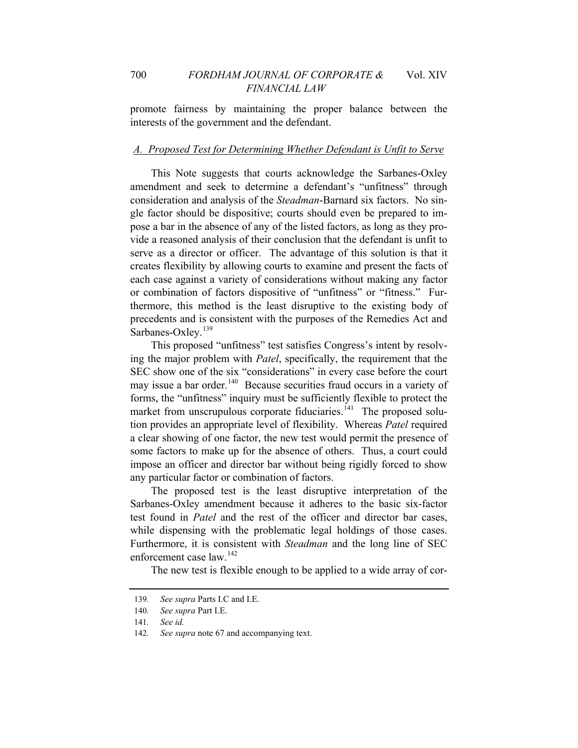promote fairness by maintaining the proper balance between the interests of the government and the defendant.

### *A. Proposed Test for Determining Whether Defendant is Unfit to Serve*

This Note suggests that courts acknowledge the Sarbanes-Oxley amendment and seek to determine a defendant's "unfitness" through consideration and analysis of the *Steadman*-Barnard six factors. No single factor should be dispositive; courts should even be prepared to impose a bar in the absence of any of the listed factors, as long as they provide a reasoned analysis of their conclusion that the defendant is unfit to serve as a director or officer. The advantage of this solution is that it creates flexibility by allowing courts to examine and present the facts of each case against a variety of considerations without making any factor or combination of factors dispositive of "unfitness" or "fitness." Furthermore, this method is the least disruptive to the existing body of precedents and is consistent with the purposes of the Remedies Act and Sarbanes-Oxley.[139]

This proposed "unfitness" test satisfies Congress's intent by resolving the major problem with *Patel*, specifically, the requirement that the SEC show one of the six "considerations" in every case before the court may issue a bar order.[140] Because securities fraud occurs in a variety of forms, the "unfitness" inquiry must be sufficiently flexible to protect the market from unscrupulous corporate fiduciaries.[141] The proposed solution provides an appropriate level of flexibility. Whereas *Patel* required a clear showing of one factor, the new test would permit the presence of some factors to make up for the absence of others. Thus, a court could impose an officer and director bar without being rigidly forced to show any particular factor or combination of factors.

The proposed test is the least disruptive interpretation of the Sarbanes-Oxley amendment because it adheres to the basic six-factor test found in *Patel* and the rest of the officer and director bar cases, while dispensing with the problematic legal holdings of those cases. Furthermore, it is consistent with *Steadman* and the long line of SEC enforcement case law.[142]

The new test is flexible enough to be applied to a wide array of cor-

139. *See supra* Parts I.C and I.E.

140. *See supra* Part I.E.

141. *See id.*

142. *See supra* note 67 and accompanying text.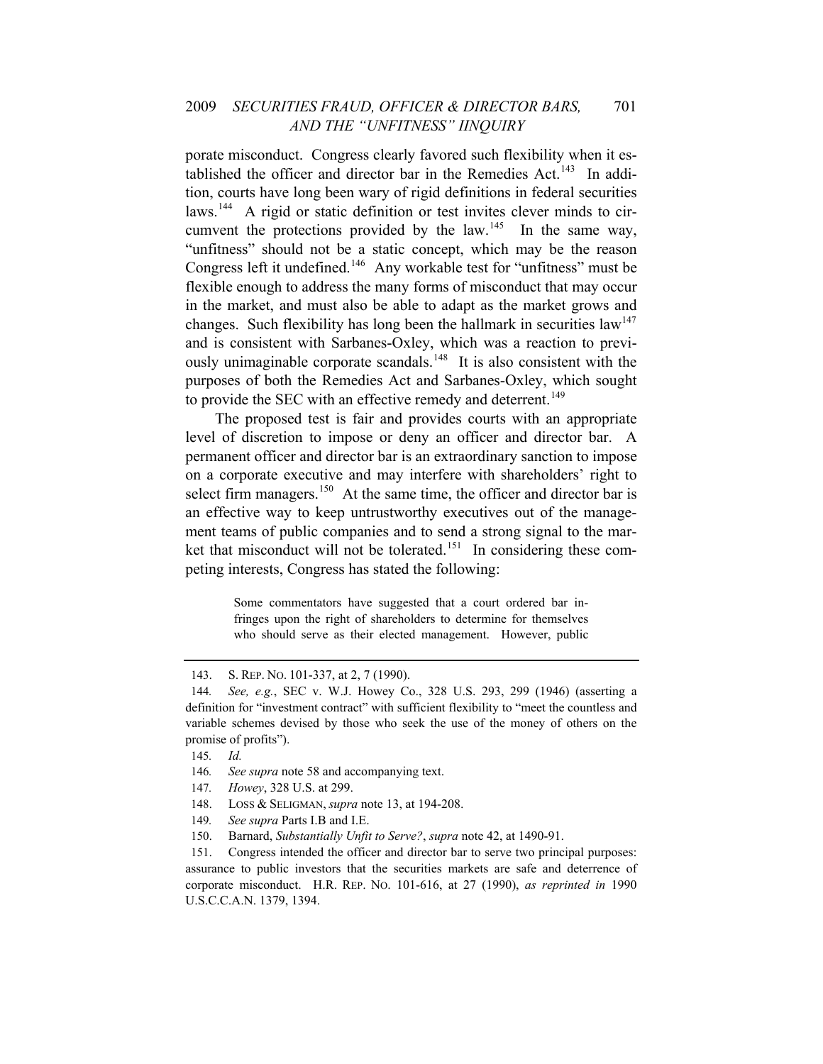porate misconduct. Congress clearly favored such flexibility when it established the officer and director bar in the Remedies Act.[143] In addition, courts have long been wary of rigid definitions in federal securities laws.[144] A rigid or static definition or test invites clever minds to circumvent the protections provided by the law.[145] In the same way, "unfitness" should not be a static concept, which may be the reason Congress left it undefined.[146] Any workable test for "unfitness" must be flexible enough to address the many forms of misconduct that may occur in the market, and must also be able to adapt as the market grows and changes. Such flexibility has long been the hallmark in securities law[147] and is consistent with Sarbanes-Oxley, which was a reaction to previously unimaginable corporate scandals.[148] It is also consistent with the purposes of both the Remedies Act and Sarbanes-Oxley, which sought to provide the SEC with an effective remedy and deterrent.[149]

The proposed test is fair and provides courts with an appropriate level of discretion to impose or deny an officer and director bar. A permanent officer and director bar is an extraordinary sanction to impose on a corporate executive and may interfere with shareholders' right to select firm managers.[150] At the same time, the officer and director bar is an effective way to keep untrustworthy executives out of the management teams of public companies and to send a strong signal to the market that misconduct will not be tolerated.[151] In considering these competing interests, Congress has stated the following:

> Some commentators have suggested that a court ordered bar infringes upon the right of shareholders to determine for themselves who should serve as their elected management. However, public

---

143. S. REP. NO. 101-337, at 2, 7 (1990).

144. *See, e.g.*, SEC v. W.J. Howey Co., 328 U.S. 293, 299 (1946) (asserting a definition for "investment contract" with sufficient flexibility to "meet the countless and variable schemes devised by those who seek the use of the money of others on the promise of profits").

145. *Id.*

146. *See supra* note 58 and accompanying text.

147. *Howey*, 328 U.S. at 299.

148. LOSS & SELIGMAN, *supra* note 13, at 194-208.

149. *See supra* Parts I.B and I.E.

150. Barnard, *Substantially Unfit to Serve?*, *supra* note 42, at 1490-91.

151. Congress intended the officer and director bar to serve two principal purposes: assurance to public investors that the securities markets are safe and deterrence of corporate misconduct. H.R. REP. NO. 101-616, at 27 (1990), *as reprinted in* 1990 U.S.C.C.A.N. 1379, 1394.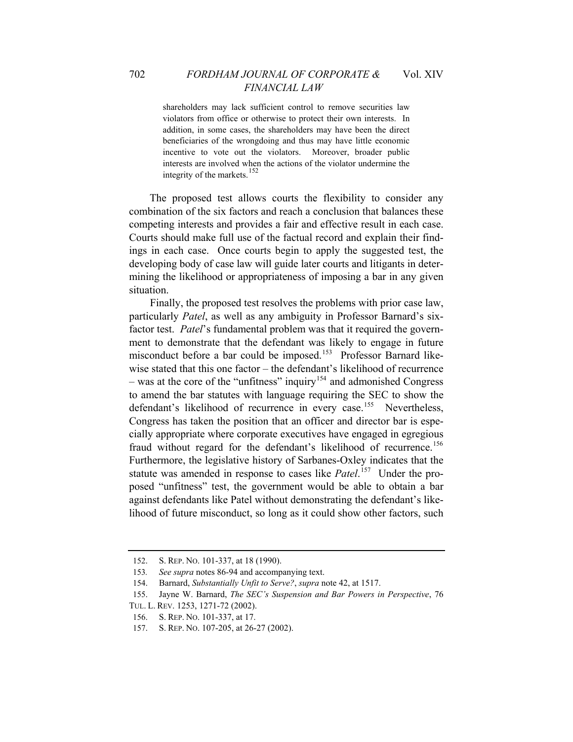> shareholders may lack sufficient control to remove securities law violators from office or otherwise to protect their own interests. In addition, in some cases, the shareholders may have been the direct beneficiaries of the wrongdoing and thus may have little economic incentive to vote out the violators. Moreover, broader public interests are involved when the actions of the violator undermine the integrity of the markets.[152]

The proposed test allows courts the flexibility to consider any combination of the six factors and reach a conclusion that balances these competing interests and provides a fair and effective result in each case. Courts should make full use of the factual record and explain their findings in each case. Once courts begin to apply the suggested test, the developing body of case law will guide later courts and litigants in determining the likelihood or appropriateness of imposing a bar in any given situation.

Finally, the proposed test resolves the problems with prior case law, particularly *Patel*, as well as any ambiguity in Professor Barnard's six-factor test. *Patel*'s fundamental problem was that it required the government to demonstrate that the defendant was likely to engage in future misconduct before a bar could be imposed.[153] Professor Barnard likewise stated that this one factor – the defendant's likelihood of recurrence – was at the core of the "unfitness" inquiry[154] and admonished Congress to amend the bar statutes with language requiring the SEC to show the defendant's likelihood of recurrence in every case.[155] Nevertheless, Congress has taken the position that an officer and director bar is especially appropriate where corporate executives have engaged in egregious fraud without regard for the defendant's likelihood of recurrence.[156] Furthermore, the legislative history of Sarbanes-Oxley indicates that the statute was amended in response to cases like *Patel*.[157] Under the proposed "unfitness" test, the government would be able to obtain a bar against defendants like Patel without demonstrating the defendant's likelihood of future misconduct, so long as it could show other factors, such

---

152. S. REP. NO. 101-337, at 18 (1990).

153. *See supra* notes 86-94 and accompanying text.

154. Barnard, *Substantially Unfit to Serve?*, *supra* note 42, at 1517.

155. Jayne W. Barnard, *The SEC's Suspension and Bar Powers in Perspective*, 76 TUL. L. REV. 1253, 1271-72 (2002).

156. S. REP. NO. 101-337, at 17.

157. S. REP. NO. 107-205, at 26-27 (2002).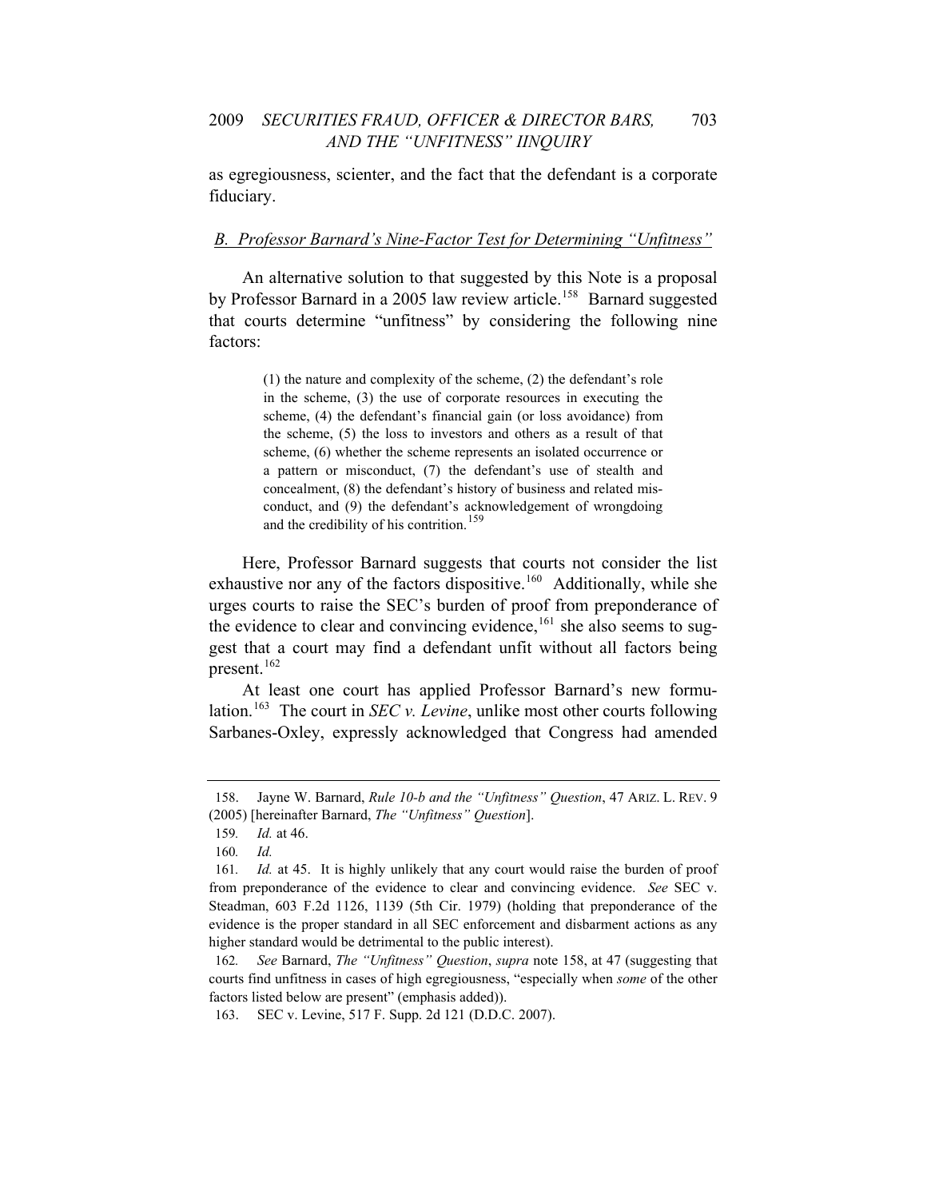as egregiousness, scienter, and the fact that the defendant is a corporate fiduciary.

### *B. Professor Barnard's Nine-Factor Test for Determining "Unfitness"*

An alternative solution to that suggested by this Note is a proposal by Professor Barnard in a 2005 law review article.[158] Barnard suggested that courts determine "unfitness" by considering the following nine factors:

> (1) the nature and complexity of the scheme, (2) the defendant's role in the scheme, (3) the use of corporate resources in executing the scheme, (4) the defendant's financial gain (or loss avoidance) from the scheme, (5) the loss to investors and others as a result of that scheme, (6) whether the scheme represents an isolated occurrence or a pattern or misconduct, (7) the defendant's use of stealth and concealment, (8) the defendant's history of business and related misconduct, and (9) the defendant's acknowledgement of wrongdoing and the credibility of his contrition.[159]

Here, Professor Barnard suggests that courts not consider the list exhaustive nor any of the factors dispositive.[160] Additionally, while she urges courts to raise the SEC's burden of proof from preponderance of the evidence to clear and convincing evidence,[161] she also seems to suggest that a court may find a defendant unfit without all factors being present.[162]

At least one court has applied Professor Barnard's new formulation.[163] The court in *SEC v. Levine*, unlike most other courts following Sarbanes-Oxley, expressly acknowledged that Congress had amended

---

158. Jayne W. Barnard, *Rule 10-b and the "Unfitness" Question*, 47 ARIZ. L. REV. 9 (2005) [hereinafter Barnard, *The "Unfitness" Question*].

159. *Id.* at 46.

160. *Id.*

161. *Id.* at 45. It is highly unlikely that any court would raise the burden of proof from preponderance of the evidence to clear and convincing evidence. *See* SEC v. Steadman, 603 F.2d 1126, 1139 (5th Cir. 1979) (holding that preponderance of the evidence is the proper standard in all SEC enforcement and disbarment actions as any higher standard would be detrimental to the public interest).

162. *See* Barnard, *The "Unfitness" Question*, *supra* note 158, at 47 (suggesting that courts find unfitness in cases of high egregiousness, "especially when *some* of the other factors listed below are present" (emphasis added)).

163. SEC v. Levine, 517 F. Supp. 2d 121 (D.D.C. 2007).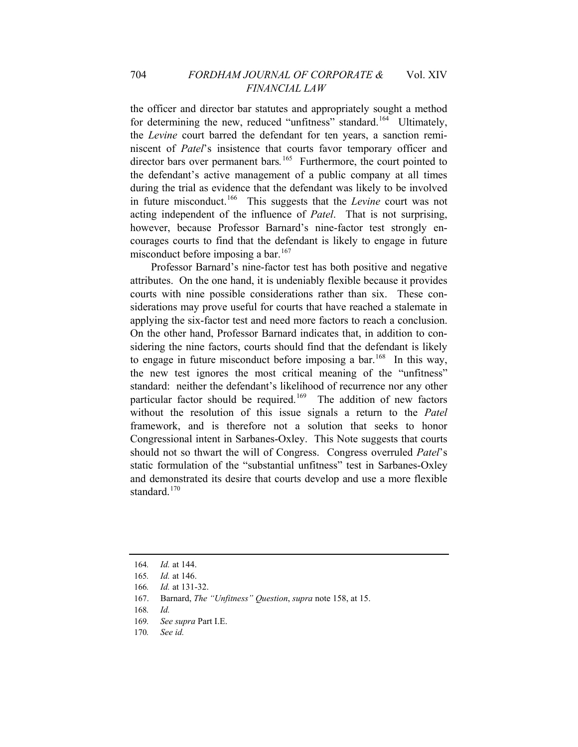the officer and director bar statutes and appropriately sought a method for determining the new, reduced "unfitness" standard.[164] Ultimately, the *Levine* court barred the defendant for ten years, a sanction reminiscent of *Patel*'s insistence that courts favor temporary officer and director bars over permanent bars.[165] Furthermore, the court pointed to the defendant's active management of a public company at all times during the trial as evidence that the defendant was likely to be involved in future misconduct.[166] This suggests that the *Levine* court was not acting independent of the influence of *Patel*. That is not surprising, however, because Professor Barnard's nine-factor test strongly encourages courts to find that the defendant is likely to engage in future misconduct before imposing a bar.[167]

Professor Barnard's nine-factor test has both positive and negative attributes. On the one hand, it is undeniably flexible because it provides courts with nine possible considerations rather than six. These considerations may prove useful for courts that have reached a stalemate in applying the six-factor test and need more factors to reach a conclusion. On the other hand, Professor Barnard indicates that, in addition to considering the nine factors, courts should find that the defendant is likely to engage in future misconduct before imposing a bar.[168] In this way, the new test ignores the most critical meaning of the "unfitness" standard: neither the defendant's likelihood of recurrence nor any other particular factor should be required.[169] The addition of new factors without the resolution of this issue signals a return to the *Patel* framework, and is therefore not a solution that seeks to honor Congressional intent in Sarbanes-Oxley. This Note suggests that courts should not so thwart the will of Congress. Congress overruled *Patel*'s static formulation of the "substantial unfitness" test in Sarbanes-Oxley and demonstrated its desire that courts develop and use a more flexible standard.[170]

---

164. *Id.* at 144.

165. *Id.* at 146.

166. *Id.* at 131-32.

167. Barnard, *The "Unfitness" Question*, *supra* note 158, at 15.

168. *Id.*

169. *See supra* Part I.E.

170. *See id.*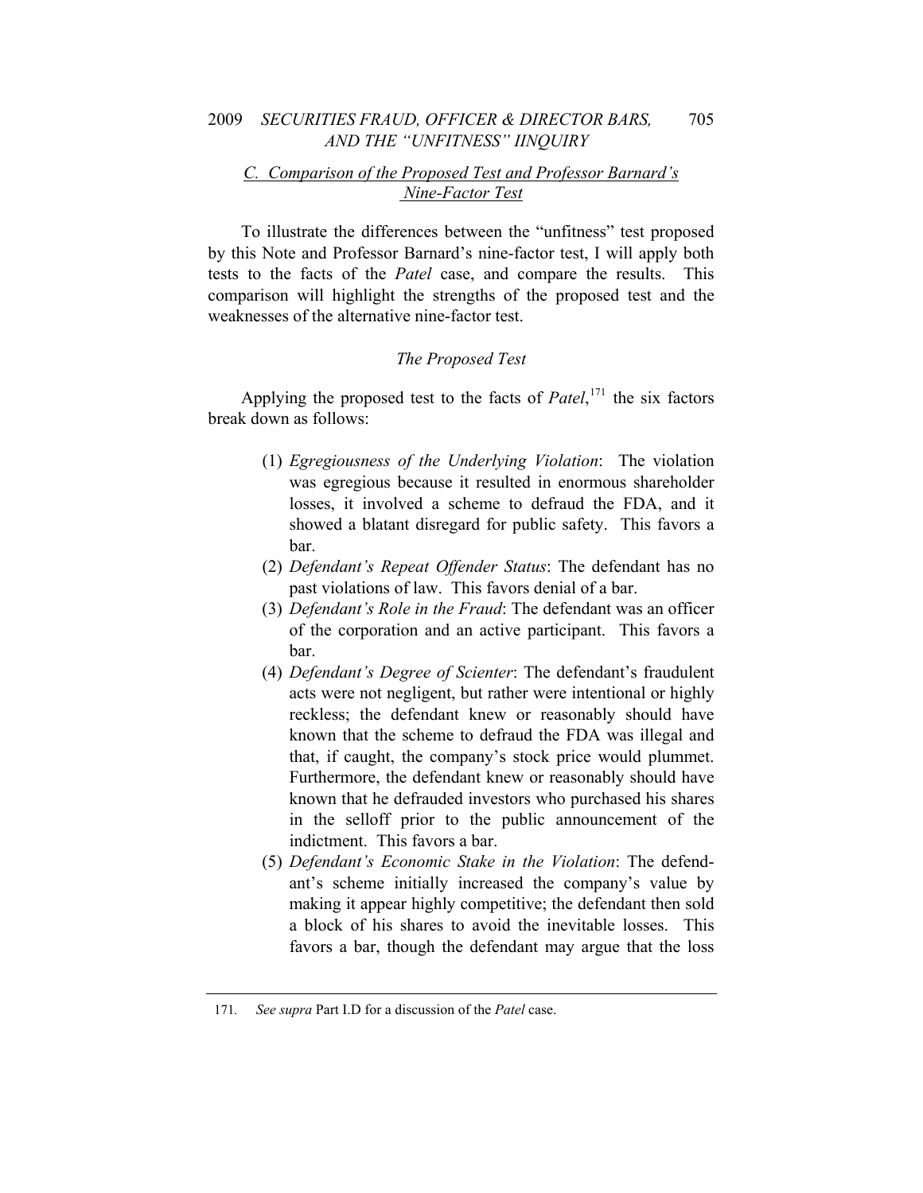### *C. Comparison of the Proposed Test and Professor Barnard's Nine-Factor Test*

To illustrate the differences between the "unfitness" test proposed by this Note and Professor Barnard's nine-factor test, I will apply both tests to the facts of the *Patel* case, and compare the results. This comparison will highlight the strengths of the proposed test and the weaknesses of the alternative nine-factor test.

#### *The Proposed Test*

Applying the proposed test to the facts of *Patel*,[171] the six factors break down as follows:

> (1) *Egregiousness of the Underlying Violation*: The violation was egregious because it resulted in enormous shareholder losses, it involved a scheme to defraud the FDA, and it showed a blatant disregard for public safety. This favors a bar.
>
> (2) *Defendant's Repeat Offender Status*: The defendant has no past violations of law. This favors denial of a bar.
>
> (3) *Defendant's Role in the Fraud*: The defendant was an officer of the corporation and an active participant. This favors a bar.
>
> (4) *Defendant's Degree of Scienter*: The defendant's fraudulent acts were not negligent, but rather were intentional or highly reckless; the defendant knew or reasonably should have known that the scheme to defraud the FDA was illegal and that, if caught, the company's stock price would plummet. Furthermore, the defendant knew or reasonably should have known that he defrauded investors who purchased his shares in the selloff prior to the public announcement of the indictment. This favors a bar.
>
> (5) *Defendant's Economic Stake in the Violation*: The defendant's scheme initially increased the company's value by making it appear highly competitive; the defendant then sold a block of his shares to avoid the inevitable losses. This favors a bar, though the defendant may argue that the loss

---

171. *See supra* Part I.D for a discussion of the *Patel* case.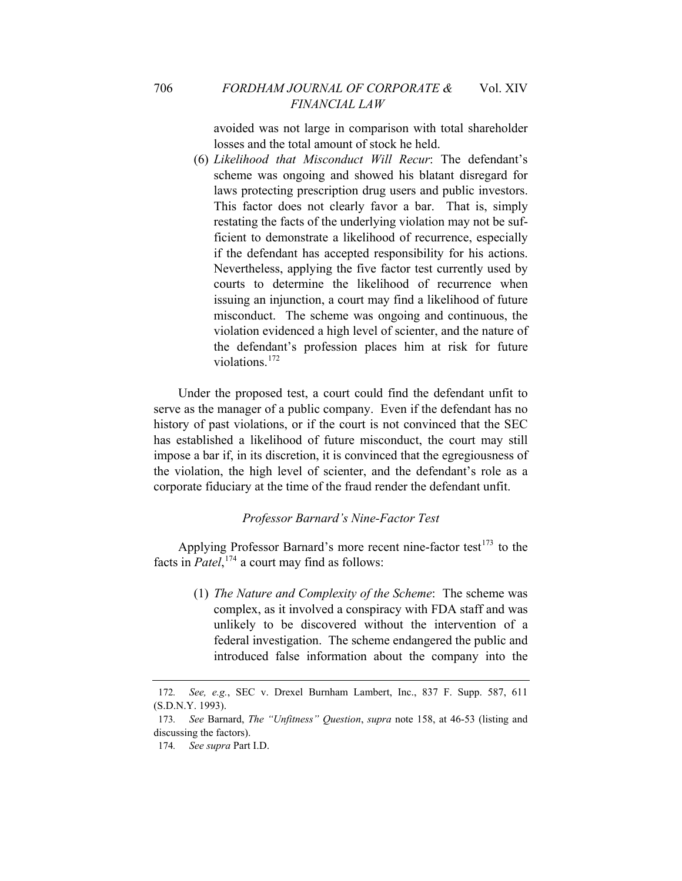avoided was not large in comparison with total shareholder losses and the total amount of stock he held.

(6) *Likelihood that Misconduct Will Recur*: The defendant's scheme was ongoing and showed his blatant disregard for laws protecting prescription drug users and public investors. This factor does not clearly favor a bar. That is, simply restating the facts of the underlying violation may not be sufficient to demonstrate a likelihood of recurrence, especially if the defendant has accepted responsibility for his actions. Nevertheless, applying the five factor test currently used by courts to determine the likelihood of recurrence when issuing an injunction, a court may find a likelihood of future misconduct. The scheme was ongoing and continuous, the violation evidenced a high level of scienter, and the nature of the defendant's profession places him at risk for future violations.[172]

Under the proposed test, a court could find the defendant unfit to serve as the manager of a public company. Even if the defendant has no history of past violations, or if the court is not convinced that the SEC has established a likelihood of future misconduct, the court may still impose a bar if, in its discretion, it is convinced that the egregiousness of the violation, the high level of scienter, and the defendant's role as a corporate fiduciary at the time of the fraud render the defendant unfit.

*Professor Barnard's Nine-Factor Test*

Applying Professor Barnard's more recent nine-factor test[173] to the facts in *Patel*,[174] a court may find as follows:

(1) *The Nature and Complexity of the Scheme*: The scheme was complex, as it involved a conspiracy with FDA staff and was unlikely to be discovered without the intervention of a federal investigation. The scheme endangered the public and introduced false information about the company into the

---

172. *See, e.g.*, SEC v. Drexel Burnham Lambert, Inc., 837 F. Supp. 587, 611 (S.D.N.Y. 1993).

173. *See* Barnard, *The "Unfitness" Question*, *supra* note 158, at 46-53 (listing and discussing the factors).

174. *See supra* Part I.D.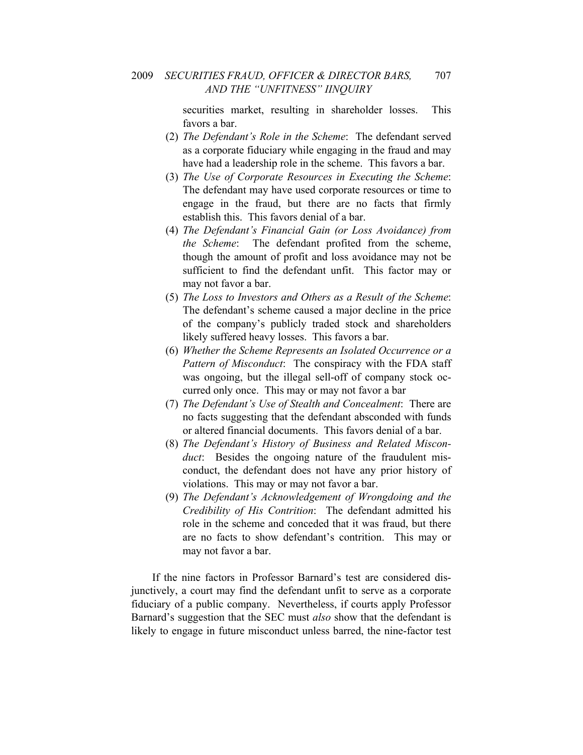securities market, resulting in shareholder losses. This favors a bar.

(2) *The Defendant's Role in the Scheme*: The defendant served as a corporate fiduciary while engaging in the fraud and may have had a leadership role in the scheme. This favors a bar.

(3) *The Use of Corporate Resources in Executing the Scheme*: The defendant may have used corporate resources or time to engage in the fraud, but there are no facts that firmly establish this. This favors denial of a bar.

(4) *The Defendant's Financial Gain (or Loss Avoidance) from the Scheme*: The defendant profited from the scheme, though the amount of profit and loss avoidance may not be sufficient to find the defendant unfit. This factor may or may not favor a bar.

(5) *The Loss to Investors and Others as a Result of the Scheme*: The defendant's scheme caused a major decline in the price of the company's publicly traded stock and shareholders likely suffered heavy losses. This favors a bar.

(6) *Whether the Scheme Represents an Isolated Occurrence or a Pattern of Misconduct*: The conspiracy with the FDA staff was ongoing, but the illegal sell-off of company stock occurred only once. This may or may not favor a bar

(7) *The Defendant's Use of Stealth and Concealment*: There are no facts suggesting that the defendant absconded with funds or altered financial documents. This favors denial of a bar.

(8) *The Defendant's History of Business and Related Misconduct*: Besides the ongoing nature of the fraudulent misconduct, the defendant does not have any prior history of violations. This may or may not favor a bar.

(9) *The Defendant's Acknowledgement of Wrongdoing and the Credibility of His Contrition*: The defendant admitted his role in the scheme and conceded that it was fraud, but there are no facts to show defendant's contrition. This may or may not favor a bar.

If the nine factors in Professor Barnard's test are considered disjunctively, a court may find the defendant unfit to serve as a corporate fiduciary of a public company. Nevertheless, if courts apply Professor Barnard's suggestion that the SEC must *also* show that the defendant is likely to engage in future misconduct unless barred, the nine-factor test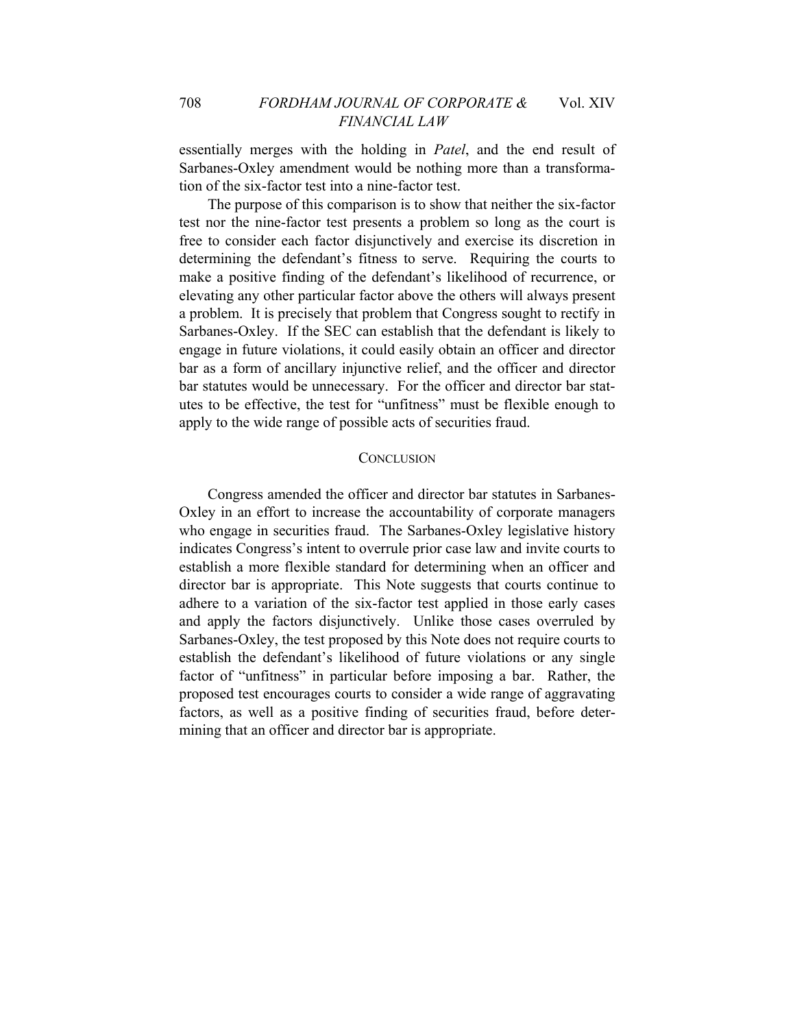essentially merges with the holding in *Patel*, and the end result of Sarbanes-Oxley amendment would be nothing more than a transformation of the six-factor test into a nine-factor test.

The purpose of this comparison is to show that neither the six-factor test nor the nine-factor test presents a problem so long as the court is free to consider each factor disjunctively and exercise its discretion in determining the defendant's fitness to serve. Requiring the courts to make a positive finding of the defendant's likelihood of recurrence, or elevating any other particular factor above the others will always present a problem. It is precisely that problem that Congress sought to rectify in Sarbanes-Oxley. If the SEC can establish that the defendant is likely to engage in future violations, it could easily obtain an officer and director bar as a form of ancillary injunctive relief, and the officer and director bar statutes would be unnecessary. For the officer and director bar statutes to be effective, the test for "unfitness" must be flexible enough to apply to the wide range of possible acts of securities fraud.

## CONCLUSION

Congress amended the officer and director bar statutes in Sarbanes-Oxley in an effort to increase the accountability of corporate managers who engage in securities fraud. The Sarbanes-Oxley legislative history indicates Congress's intent to overrule prior case law and invite courts to establish a more flexible standard for determining when an officer and director bar is appropriate. This Note suggests that courts continue to adhere to a variation of the six-factor test applied in those early cases and apply the factors disjunctively. Unlike those cases overruled by Sarbanes-Oxley, the test proposed by this Note does not require courts to establish the defendant's likelihood of future violations or any single factor of "unfitness" in particular before imposing a bar. Rather, the proposed test encourages courts to consider a wide range of aggravating factors, as well as a positive finding of securities fraud, before determining that an officer and director bar is appropriate.